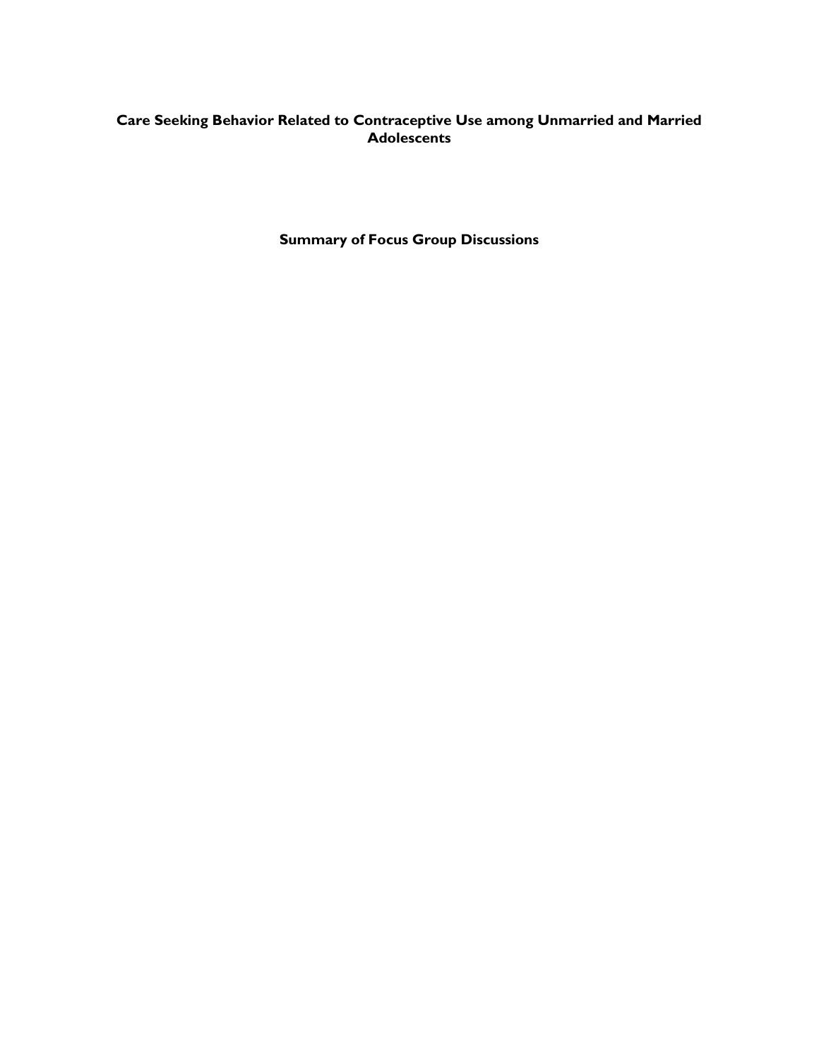# Care Seeking Behavior Related to Contraceptive Use among Unmarried and Married Adolescents

## Summary of Focus Group Discussions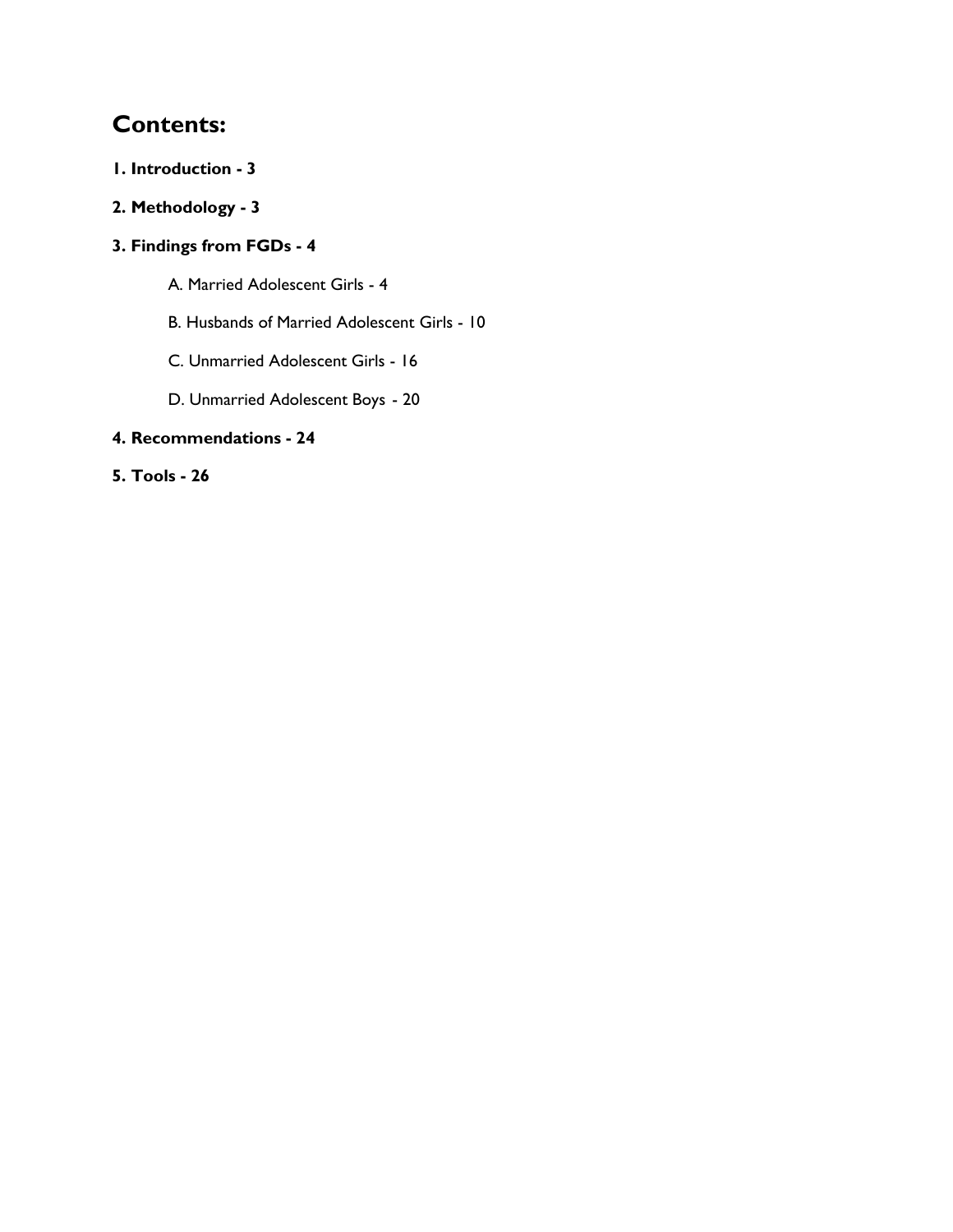## Contents:

**1. Introduction - 3**

**2. Methodology - 3**

**3. Findings from FGDs - 4**

- A. Married Adolescent Girls - 4
- B. Husbands of Married Adolescent Girls - 10
- C. Unmarried Adolescent Girls - 16
- D. Unmarried Adolescent Boys - 20

**4. Recommendations - 24**

**5. Tools - 26**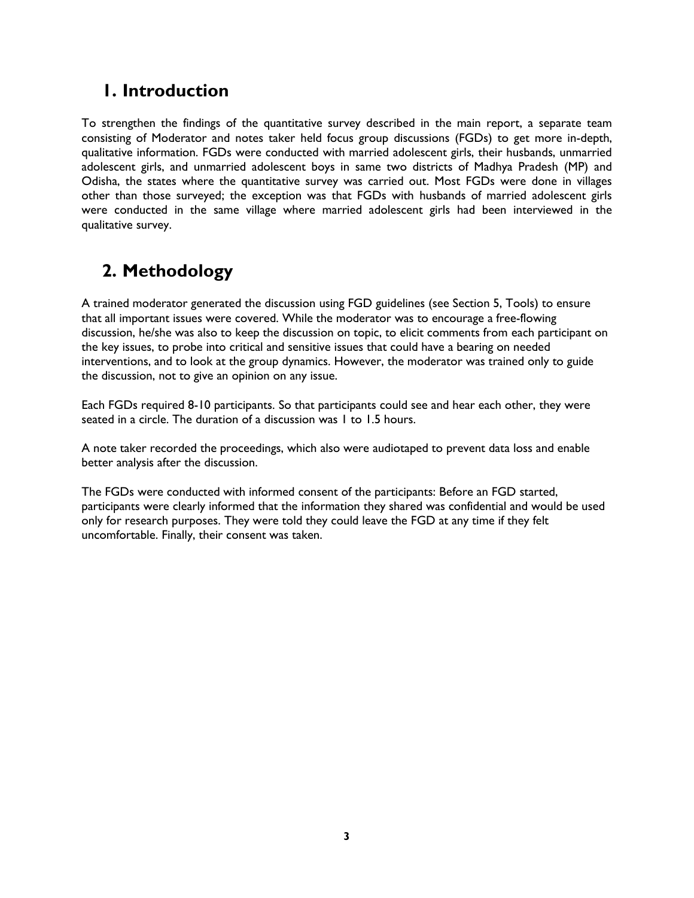# 1. Introduction

To strengthen the findings of the quantitative survey described in the main report, a separate team consisting of Moderator and notes taker held focus group discussions (FGDs) to get more in-depth, qualitative information. FGDs were conducted with married adolescent girls, their husbands, unmarried adolescent girls, and unmarried adolescent boys in same two districts of Madhya Pradesh (MP) and Odisha, the states where the quantitative survey was carried out. Most FGDs were done in villages other than those surveyed; the exception was that FGDs with husbands of married adolescent girls were conducted in the same village where married adolescent girls had been interviewed in the qualitative survey.

# 2. Methodology

A trained moderator generated the discussion using FGD guidelines (see Section 5, Tools) to ensure that all important issues were covered. While the moderator was to encourage a free-flowing discussion, he/she was also to keep the discussion on topic, to elicit comments from each participant on the key issues, to probe into critical and sensitive issues that could have a bearing on needed interventions, and to look at the group dynamics. However, the moderator was trained only to guide the discussion, not to give an opinion on any issue.

Each FGDs required 8-10 participants. So that participants could see and hear each other, they were seated in a circle. The duration of a discussion was 1 to 1.5 hours.

A note taker recorded the proceedings, which also were audiotaped to prevent data loss and enable better analysis after the discussion.

The FGDs were conducted with informed consent of the participants: Before an FGD started, participants were clearly informed that the information they shared was confidential and would be used only for research purposes. They were told they could leave the FGD at any time if they felt uncomfortable. Finally, their consent was taken.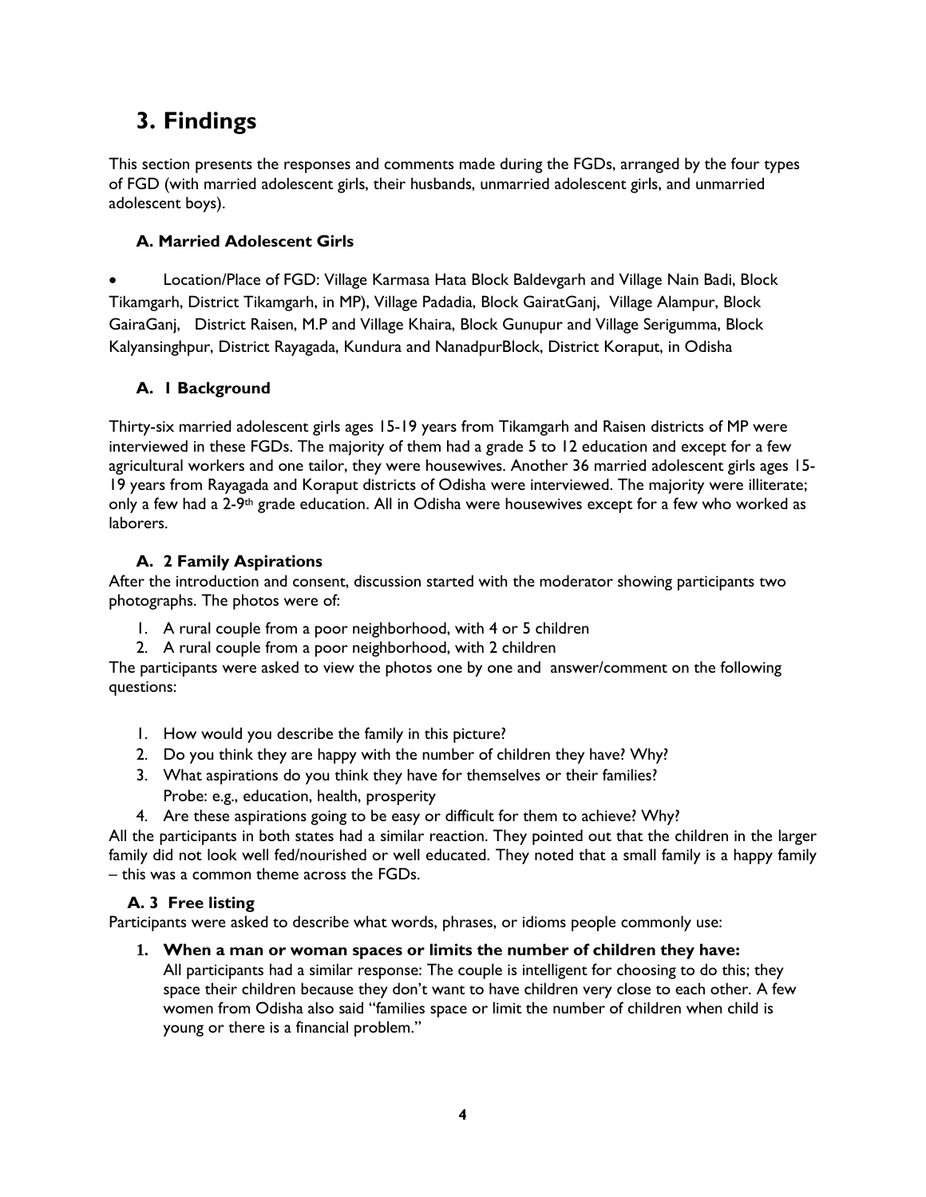# 3. Findings

This section presents the responses and comments made during the FGDs, arranged by the four types of FGD (with married adolescent girls, their husbands, unmarried adolescent girls, and unmarried adolescent boys).

### A. Married Adolescent Girls

- Location/Place of FGD: Village Karmasa Hata Block Baldevgarh and Village Nain Badi, Block Tikamgarh, District Tikamgarh, in MP), Village Padadia, Block GairatGanj, Village Alampur, Block GairaGanj, District Raisen, M.P and Village Khaira, Block Gunupur and Village Serigumma, Block Kalyansinghpur, District Rayagada, Kundura and NanadpurBlock, District Koraput, in Odisha

### A. 1 Background

Thirty-six married adolescent girls ages 15-19 years from Tikamgarh and Raisen districts of MP were interviewed in these FGDs. The majority of them had a grade 5 to 12 education and except for a few agricultural workers and one tailor, they were housewives. Another 36 married adolescent girls ages 15-19 years from Rayagada and Koraput districts of Odisha were interviewed. The majority were illiterate; only a few had a 2-9th grade education. All in Odisha were housewives except for a few who worked as laborers.

### A. 2 Family Aspirations

After the introduction and consent, discussion started with the moderator showing participants two photographs. The photos were of:

1. A rural couple from a poor neighborhood, with 4 or 5 children
2. A rural couple from a poor neighborhood, with 2 children

The participants were asked to view the photos one by one and answer/comment on the following questions:

1. How would you describe the family in this picture?
2. Do you think they are happy with the number of children they have? Why?
3. What aspirations do you think they have for themselves or their families?
   Probe: e.g., education, health, prosperity
4. Are these aspirations going to be easy or difficult for them to achieve? Why?

All the participants in both states had a similar reaction. They pointed out that the children in the larger family did not look well fed/nourished or well educated. They noted that a small family is a happy family – this was a common theme across the FGDs.

### A. 3 Free listing

Participants were asked to describe what words, phrases, or idioms people commonly use:

1. **When a man or woman spaces or limits the number of children they have:**
   All participants had a similar response: The couple is intelligent for choosing to do this; they space their children because they don't want to have children very close to each other. A few women from Odisha also said "families space or limit the number of children when child is young or there is a financial problem."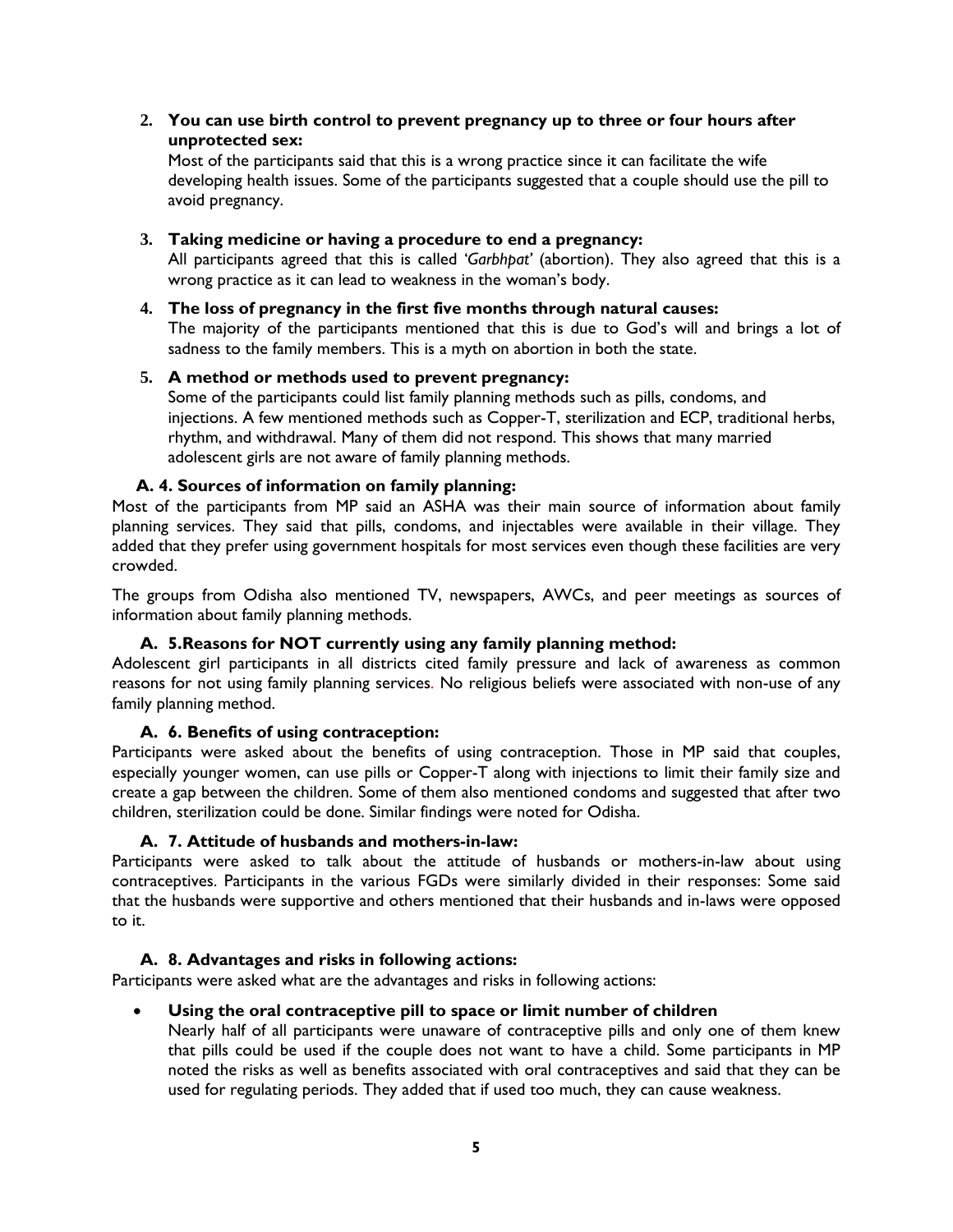2. **You can use birth control to prevent pregnancy up to three or four hours after unprotected sex:**
   Most of the participants said that this is a wrong practice since it can facilitate the wife developing health issues. Some of the participants suggested that a couple should use the pill to avoid pregnancy.

3. **Taking medicine or having a procedure to end a pregnancy:**
   All participants agreed that this is called *'Garbhpat'* (abortion). They also agreed that this is a wrong practice as it can lead to weakness in the woman's body.

4. **The loss of pregnancy in the first five months through natural causes:**
   The majority of the participants mentioned that this is due to God's will and brings a lot of sadness to the family members. This is a myth on abortion in both the state.

5. **A method or methods used to prevent pregnancy:**
   Some of the participants could list family planning methods such as pills, condoms, and injections. A few mentioned methods such as Copper-T, sterilization and ECP, traditional herbs, rhythm, and withdrawal. Many of them did not respond. This shows that many married adolescent girls are not aware of family planning methods.

### A. 4. Sources of information on family planning:

Most of the participants from MP said an ASHA was their main source of information about family planning services. They said that pills, condoms, and injectables were available in their village. They added that they prefer using government hospitals for most services even though these facilities are very crowded.

The groups from Odisha also mentioned TV, newspapers, AWCs, and peer meetings as sources of information about family planning methods.

### A. 5.Reasons for NOT currently using any family planning method:

Adolescent girl participants in all districts cited family pressure and lack of awareness as common reasons for not using family planning services. No religious beliefs were associated with non-use of any family planning method.

### A. 6. Benefits of using contraception:

Participants were asked about the benefits of using contraception. Those in MP said that couples, especially younger women, can use pills or Copper-T along with injections to limit their family size and create a gap between the children. Some of them also mentioned condoms and suggested that after two children, sterilization could be done. Similar findings were noted for Odisha.

### A. 7. Attitude of husbands and mothers-in-law:

Participants were asked to talk about the attitude of husbands or mothers-in-law about using contraceptives. Participants in the various FGDs were similarly divided in their responses: Some said that the husbands were supportive and others mentioned that their husbands and in-laws were opposed to it.

### A. 8. Advantages and risks in following actions:

Participants were asked what are the advantages and risks in following actions:

- **Using the oral contraceptive pill to space or limit number of children**
  Nearly half of all participants were unaware of contraceptive pills and only one of them knew that pills could be used if the couple does not want to have a child. Some participants in MP noted the risks as well as benefits associated with oral contraceptives and said that they can be used for regulating periods. They added that if used too much, they can cause weakness.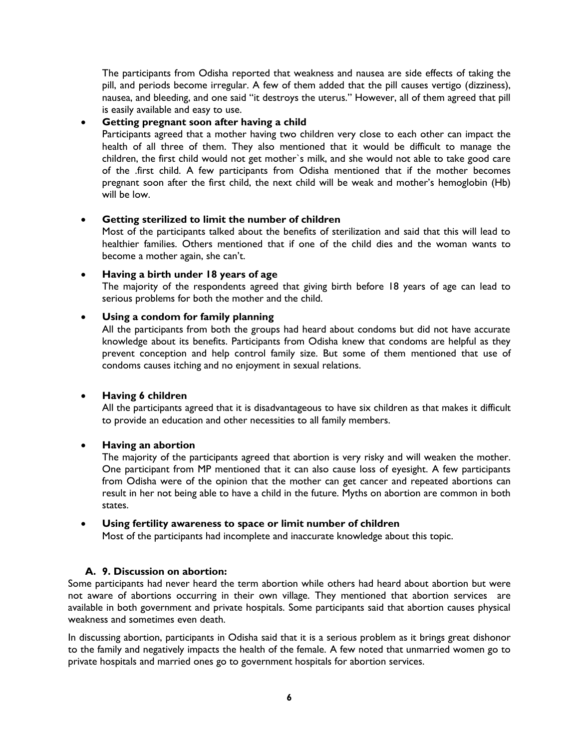The participants from Odisha reported that weakness and nausea are side effects of taking the pill, and periods become irregular. A few of them added that the pill causes vertigo (dizziness), nausea, and bleeding, and one said "it destroys the uterus." However, all of them agreed that pill is easily available and easy to use.

- **Getting pregnant soon after having a child**
  Participants agreed that a mother having two children very close to each other can impact the health of all three of them. They also mentioned that it would be difficult to manage the children, the first child would not get mother`s milk, and she would not able to take good care of the .first child. A few participants from Odisha mentioned that if the mother becomes pregnant soon after the first child, the next child will be weak and mother's hemoglobin (Hb) will be low.

- **Getting sterilized to limit the number of children**
  Most of the participants talked about the benefits of sterilization and said that this will lead to healthier families. Others mentioned that if one of the child dies and the woman wants to become a mother again, she can't.

- **Having a birth under 18 years of age**
  The majority of the respondents agreed that giving birth before 18 years of age can lead to serious problems for both the mother and the child.

- **Using a condom for family planning**
  All the participants from both the groups had heard about condoms but did not have accurate knowledge about its benefits. Participants from Odisha knew that condoms are helpful as they prevent conception and help control family size. But some of them mentioned that use of condoms causes itching and no enjoyment in sexual relations.

- **Having 6 children**
  All the participants agreed that it is disadvantageous to have six children as that makes it difficult to provide an education and other necessities to all family members.

- **Having an abortion**
  The majority of the participants agreed that abortion is very risky and will weaken the mother. One participant from MP mentioned that it can also cause loss of eyesight. A few participants from Odisha were of the opinion that the mother can get cancer and repeated abortions can result in her not being able to have a child in the future. Myths on abortion are common in both states.

- **Using fertility awareness to space or limit number of children**
  Most of the participants had incomplete and inaccurate knowledge about this topic.

### A. 9. Discussion on abortion:

Some participants had never heard the term abortion while others had heard about abortion but were not aware of abortions occurring in their own village. They mentioned that abortion services are available in both government and private hospitals. Some participants said that abortion causes physical weakness and sometimes even death.

In discussing abortion, participants in Odisha said that it is a serious problem as it brings great dishonor to the family and negatively impacts the health of the female. A few noted that unmarried women go to private hospitals and married ones go to government hospitals for abortion services.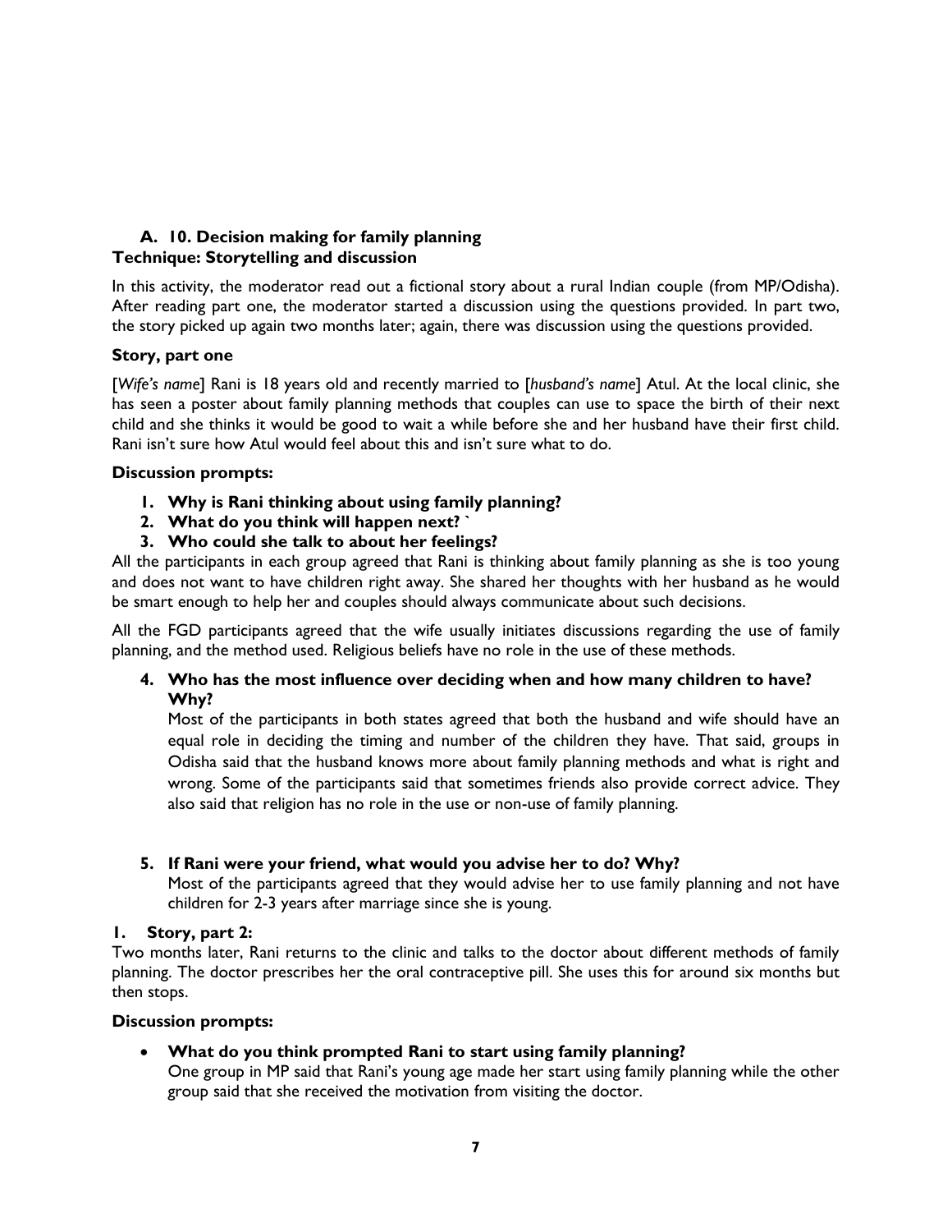### A. 10. Decision making for family planning

**Technique: Storytelling and discussion**

In this activity, the moderator read out a fictional story about a rural Indian couple (from MP/Odisha). After reading part one, the moderator started a discussion using the questions provided. In part two, the story picked up again two months later; again, there was discussion using the questions provided.

**Story, part one**

[*Wife's name*] Rani is 18 years old and recently married to [*husband's name*] Atul. At the local clinic, she has seen a poster about family planning methods that couples can use to space the birth of their next child and she thinks it would be good to wait a while before she and her husband have their first child. Rani isn't sure how Atul would feel about this and isn't sure what to do.

**Discussion prompts:**

1. **Why is Rani thinking about using family planning?**
2. **What do you think will happen next? `**
3. **Who could she talk to about her feelings?**

All the participants in each group agreed that Rani is thinking about family planning as she is too young and does not want to have children right away. She shared her thoughts with her husband as he would be smart enough to help her and couples should always communicate about such decisions.

All the FGD participants agreed that the wife usually initiates discussions regarding the use of family planning, and the method used. Religious beliefs have no role in the use of these methods.

4. **Who has the most influence over deciding when and how many children to have? Why?**

   Most of the participants in both states agreed that both the husband and wife should have an equal role in deciding the timing and number of the children they have. That said, groups in Odisha said that the husband knows more about family planning methods and what is right and wrong. Some of the participants said that sometimes friends also provide correct advice. They also said that religion has no role in the use or non-use of family planning.

5. **If Rani were your friend, what would you advise her to do? Why?**

   Most of the participants agreed that they would advise her to use family planning and not have children for 2-3 years after marriage since she is young.

**1. Story, part 2:**

Two months later, Rani returns to the clinic and talks to the doctor about different methods of family planning. The doctor prescribes her the oral contraceptive pill. She uses this for around six months but then stops.

**Discussion prompts:**

- **What do you think prompted Rani to start using family planning?**

  One group in MP said that Rani's young age made her start using family planning while the other group said that she received the motivation from visiting the doctor.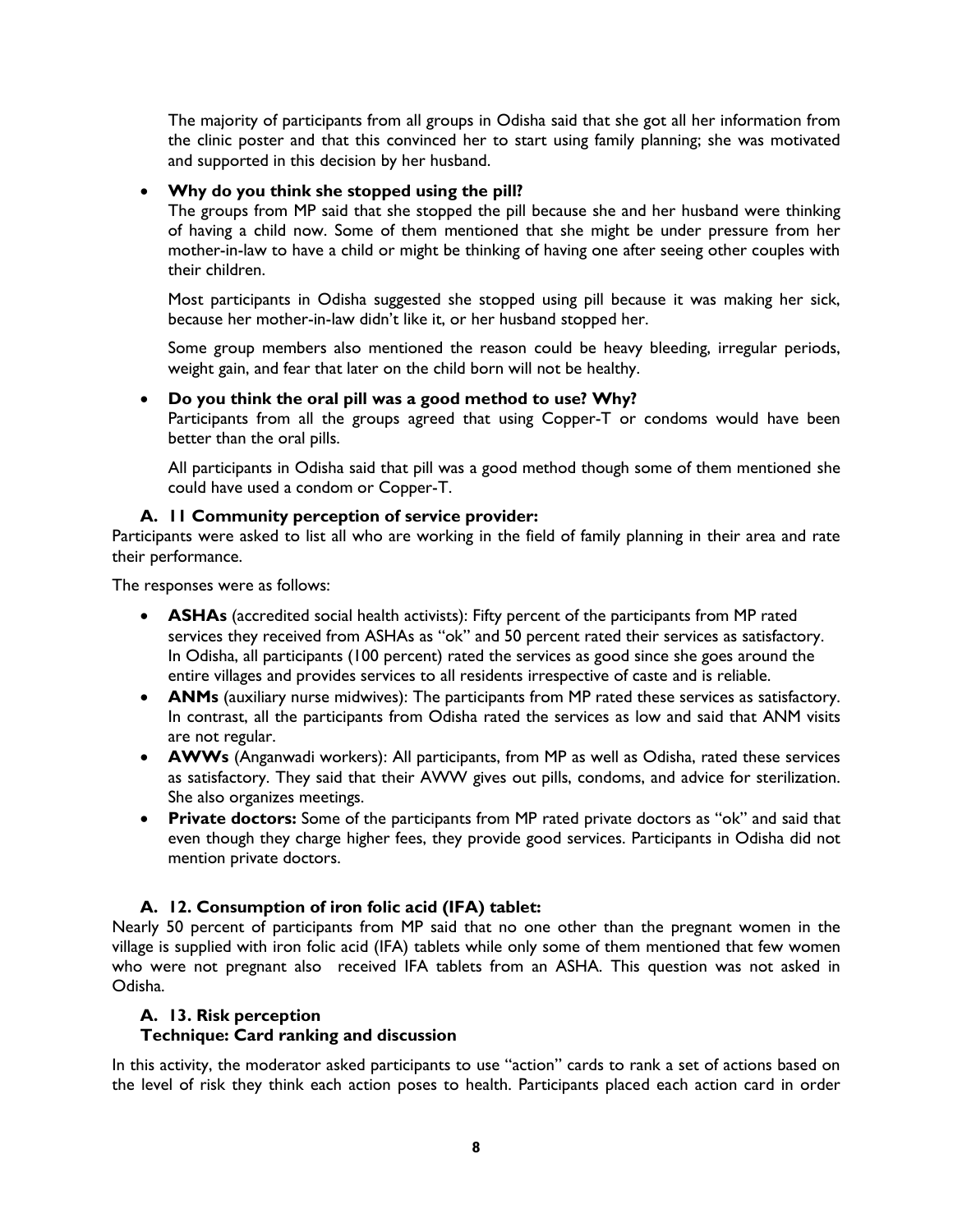The majority of participants from all groups in Odisha said that she got all her information from the clinic poster and that this convinced her to start using family planning; she was motivated and supported in this decision by her husband.

- **Why do you think she stopped using the pill?**

  The groups from MP said that she stopped the pill because she and her husband were thinking of having a child now. Some of them mentioned that she might be under pressure from her mother-in-law to have a child or might be thinking of having one after seeing other couples with their children.

  Most participants in Odisha suggested she stopped using pill because it was making her sick, because her mother-in-law didn't like it, or her husband stopped her.

  Some group members also mentioned the reason could be heavy bleeding, irregular periods, weight gain, and fear that later on the child born will not be healthy.

- **Do you think the oral pill was a good method to use? Why?**

  Participants from all the groups agreed that using Copper-T or condoms would have been better than the oral pills.

  All participants in Odisha said that pill was a good method though some of them mentioned she could have used a condom or Copper-T.

### A. 11 Community perception of service provider:

Participants were asked to list all who are working in the field of family planning in their area and rate their performance.

The responses were as follows:

- **ASHAs** (accredited social health activists): Fifty percent of the participants from MP rated services they received from ASHAs as "ok" and 50 percent rated their services as satisfactory. In Odisha, all participants (100 percent) rated the services as good since she goes around the entire villages and provides services to all residents irrespective of caste and is reliable.
- **ANMs** (auxiliary nurse midwives): The participants from MP rated these services as satisfactory. In contrast, all the participants from Odisha rated the services as low and said that ANM visits are not regular.
- **AWWs** (Anganwadi workers): All participants, from MP as well as Odisha, rated these services as satisfactory. They said that their AWW gives out pills, condoms, and advice for sterilization. She also organizes meetings.
- **Private doctors:** Some of the participants from MP rated private doctors as "ok" and said that even though they charge higher fees, they provide good services. Participants in Odisha did not mention private doctors.

### A. 12. Consumption of iron folic acid (IFA) tablet:

Nearly 50 percent of participants from MP said that no one other than the pregnant women in the village is supplied with iron folic acid (IFA) tablets while only some of them mentioned that few women who were not pregnant also received IFA tablets from an ASHA. This question was not asked in Odisha.

### A. 13. Risk perception

**Technique: Card ranking and discussion**

In this activity, the moderator asked participants to use "action" cards to rank a set of actions based on the level of risk they think each action poses to health. Participants placed each action card in order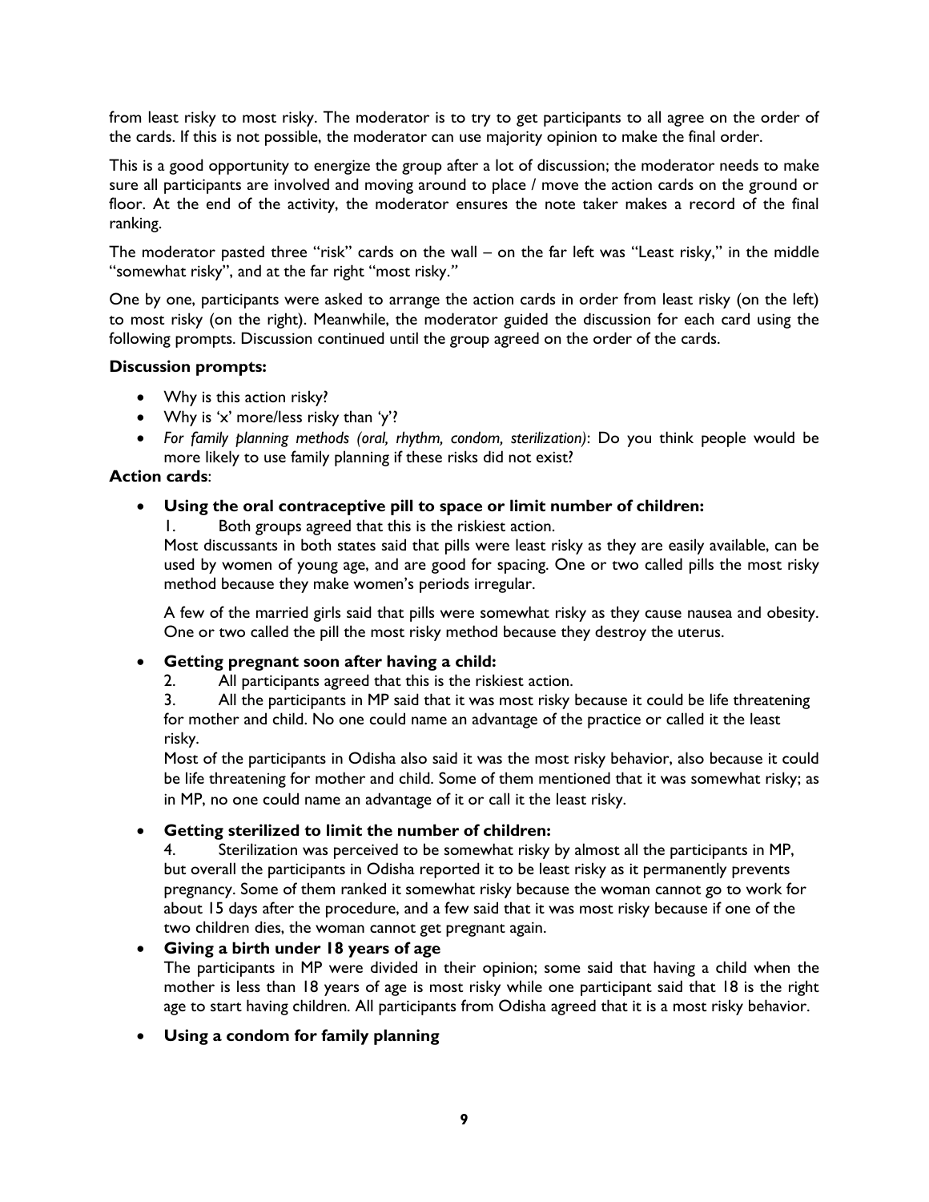from least risky to most risky. The moderator is to try to get participants to all agree on the order of the cards. If this is not possible, the moderator can use majority opinion to make the final order.

This is a good opportunity to energize the group after a lot of discussion; the moderator needs to make sure all participants are involved and moving around to place / move the action cards on the ground or floor. At the end of the activity, the moderator ensures the note taker makes a record of the final ranking.

The moderator pasted three "risk" cards on the wall – on the far left was "Least risky," in the middle "somewhat risky", and at the far right "most risky."

One by one, participants were asked to arrange the action cards in order from least risky (on the left) to most risky (on the right). Meanwhile, the moderator guided the discussion for each card using the following prompts. Discussion continued until the group agreed on the order of the cards.

**Discussion prompts:**

- Why is this action risky?
- Why is 'x' more/less risky than 'y'?
- *For family planning methods (oral, rhythm, condom, sterilization)*: Do you think people would be more likely to use family planning if these risks did not exist?

**Action cards**:

- **Using the oral contraceptive pill to space or limit number of children:**

  1. Both groups agreed that this is the riskiest action.

  Most discussants in both states said that pills were least risky as they are easily available, can be used by women of young age, and are good for spacing. One or two called pills the most risky method because they make women's periods irregular.

  A few of the married girls said that pills were somewhat risky as they cause nausea and obesity. One or two called the pill the most risky method because they destroy the uterus.

- **Getting pregnant soon after having a child:**

  2. All participants agreed that this is the riskiest action.
  3. All the participants in MP said that it was most risky because it could be life threatening for mother and child. No one could name an advantage of the practice or called it the least risky.

  Most of the participants in Odisha also said it was the most risky behavior, also because it could be life threatening for mother and child. Some of them mentioned that it was somewhat risky; as in MP, no one could name an advantage of it or call it the least risky.

- **Getting sterilized to limit the number of children:**

  4. Sterilization was perceived to be somewhat risky by almost all the participants in MP, but overall the participants in Odisha reported it to be least risky as it permanently prevents pregnancy. Some of them ranked it somewhat risky because the woman cannot go to work for about 15 days after the procedure, and a few said that it was most risky because if one of the two children dies, the woman cannot get pregnant again.

- **Giving a birth under 18 years of age**

  The participants in MP were divided in their opinion; some said that having a child when the mother is less than 18 years of age is most risky while one participant said that 18 is the right age to start having children. All participants from Odisha agreed that it is a most risky behavior.

- **Using a condom for family planning**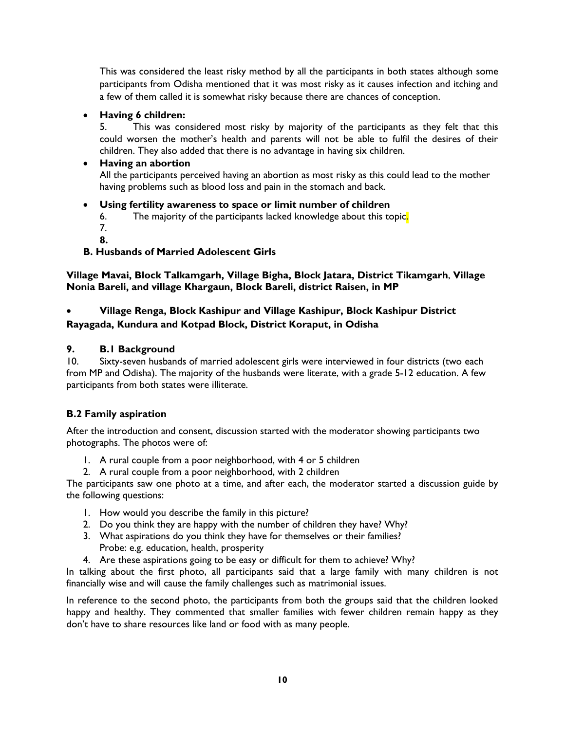This was considered the least risky method by all the participants in both states although some participants from Odisha mentioned that it was most risky as it causes infection and itching and a few of them called it is somewhat risky because there are chances of conception.

- **Having 6 children:**

  5. This was considered most risky by majority of the participants as they felt that this could worsen the mother's health and parents will not be able to fulfil the desires of their children. They also added that there is no advantage in having six children.

- **Having an abortion**

  All the participants perceived having an abortion as most risky as this could lead to the mother having problems such as blood loss and pain in the stomach and back.

- **Using fertility awareness to space or limit number of children**

  6. The majority of the participants lacked knowledge about this topic.

  7.

  **8.**

## B. Husbands of Married Adolescent Girls

**Village Mavai, Block Talkamgarh, Village Bigha, Block Jatara, District Tikamgarh, Village Nonia Bareli, and village Khargaun, Block Bareli, district Raisen, in MP**

- **Village Renga, Block Kashipur and Village Kashipur, Block Kashipur District Rayagada, Kundura and Kotpad Block, District Koraput, in Odisha**

### 9. B.1 Background

10. Sixty-seven husbands of married adolescent girls were interviewed in four districts (two each from MP and Odisha). The majority of the husbands were literate, with a grade 5-12 education. A few participants from both states were illiterate.

### B.2 Family aspiration

After the introduction and consent, discussion started with the moderator showing participants two photographs. The photos were of:

1. A rural couple from a poor neighborhood, with 4 or 5 children
2. A rural couple from a poor neighborhood, with 2 children

The participants saw one photo at a time, and after each, the moderator started a discussion guide by the following questions:

1. How would you describe the family in this picture?
2. Do you think they are happy with the number of children they have? Why?
3. What aspirations do you think they have for themselves or their families?
   Probe: e.g. education, health, prosperity
4. Are these aspirations going to be easy or difficult for them to achieve? Why?

In talking about the first photo, all participants said that a large family with many children is not financially wise and will cause the family challenges such as matrimonial issues.

In reference to the second photo, the participants from both the groups said that the children looked happy and healthy. They commented that smaller families with fewer children remain happy as they don't have to share resources like land or food with as many people.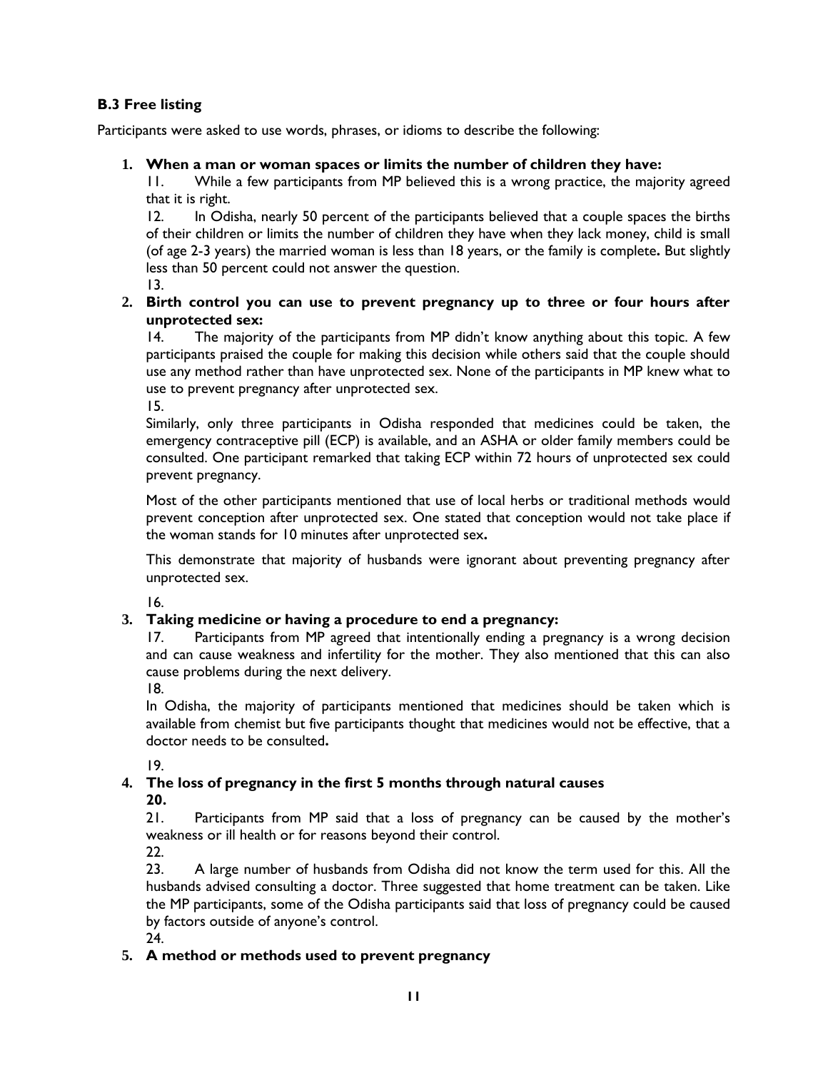**B.3 Free listing**

Participants were asked to use words, phrases, or idioms to describe the following:

1. **When a man or woman spaces or limits the number of children they have:**

   11. While a few participants from MP believed this is a wrong practice, the majority agreed that it is right.

   12. In Odisha, nearly 50 percent of the participants believed that a couple spaces the births of their children or limits the number of children they have when they lack money, child is small (of age 2-3 years) the married woman is less than 18 years, or the family is complete**.** But slightly less than 50 percent could not answer the question.

   13.

2. **Birth control you can use to prevent pregnancy up to three or four hours after unprotected sex:**

   14. The majority of the participants from MP didn't know anything about this topic. A few participants praised the couple for making this decision while others said that the couple should use any method rather than have unprotected sex. None of the participants in MP knew what to use to prevent pregnancy after unprotected sex.

   15.

   Similarly, only three participants in Odisha responded that medicines could be taken, the emergency contraceptive pill (ECP) is available, and an ASHA or older family members could be consulted. One participant remarked that taking ECP within 72 hours of unprotected sex could prevent pregnancy.

   Most of the other participants mentioned that use of local herbs or traditional methods would prevent conception after unprotected sex. One stated that conception would not take place if the woman stands for 10 minutes after unprotected sex**.**

   This demonstrate that majority of husbands were ignorant about preventing pregnancy after unprotected sex.

   16.

3. **Taking medicine or having a procedure to end a pregnancy:**

   17. Participants from MP agreed that intentionally ending a pregnancy is a wrong decision and can cause weakness and infertility for the mother. They also mentioned that this can also cause problems during the next delivery.

   18.

   In Odisha, the majority of participants mentioned that medicines should be taken which is available from chemist but five participants thought that medicines would not be effective, that a doctor needs to be consulted**.**

   19.

4. **The loss of pregnancy in the first 5 months through natural causes**

   **20.**

   21. Participants from MP said that a loss of pregnancy can be caused by the mother's weakness or ill health or for reasons beyond their control.

   22.

   23. A large number of husbands from Odisha did not know the term used for this. All the husbands advised consulting a doctor. Three suggested that home treatment can be taken. Like the MP participants, some of the Odisha participants said that loss of pregnancy could be caused by factors outside of anyone's control.

   24.

5. **A method or methods used to prevent pregnancy**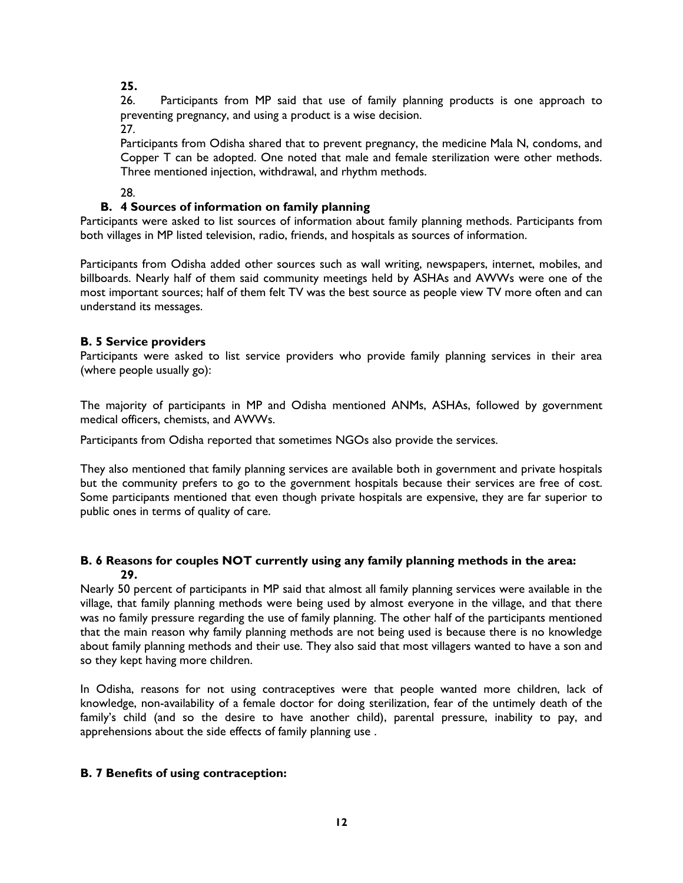**25.**

26. Participants from MP said that use of family planning products is one approach to preventing pregnancy, and using a product is a wise decision.

27.

Participants from Odisha shared that to prevent pregnancy, the medicine Mala N, condoms, and Copper T can be adopted. One noted that male and female sterilization were other methods. Three mentioned injection, withdrawal, and rhythm methods.

28.

### B. 4 Sources of information on family planning

Participants were asked to list sources of information about family planning methods. Participants from both villages in MP listed television, radio, friends, and hospitals as sources of information.

Participants from Odisha added other sources such as wall writing, newspapers, internet, mobiles, and billboards. Nearly half of them said community meetings held by ASHAs and AWWs were one of the most important sources; half of them felt TV was the best source as people view TV more often and can understand its messages.

### B. 5 Service providers

Participants were asked to list service providers who provide family planning services in their area (where people usually go):

The majority of participants in MP and Odisha mentioned ANMs, ASHAs, followed by government medical officers, chemists, and AWWs.

Participants from Odisha reported that sometimes NGOs also provide the services.

They also mentioned that family planning services are available both in government and private hospitals but the community prefers to go to the government hospitals because their services are free of cost. Some participants mentioned that even though private hospitals are expensive, they are far superior to public ones in terms of quality of care.

### B. 6 Reasons for couples NOT currently using any family planning methods in the area:

**29.**

Nearly 50 percent of participants in MP said that almost all family planning services were available in the village, that family planning methods were being used by almost everyone in the village, and that there was no family pressure regarding the use of family planning. The other half of the participants mentioned that the main reason why family planning methods are not being used is because there is no knowledge about family planning methods and their use. They also said that most villagers wanted to have a son and so they kept having more children.

In Odisha, reasons for not using contraceptives were that people wanted more children, lack of knowledge, non-availability of a female doctor for doing sterilization, fear of the untimely death of the family's child (and so the desire to have another child), parental pressure, inability to pay, and apprehensions about the side effects of family planning use .

### B. 7 Benefits of using contraception: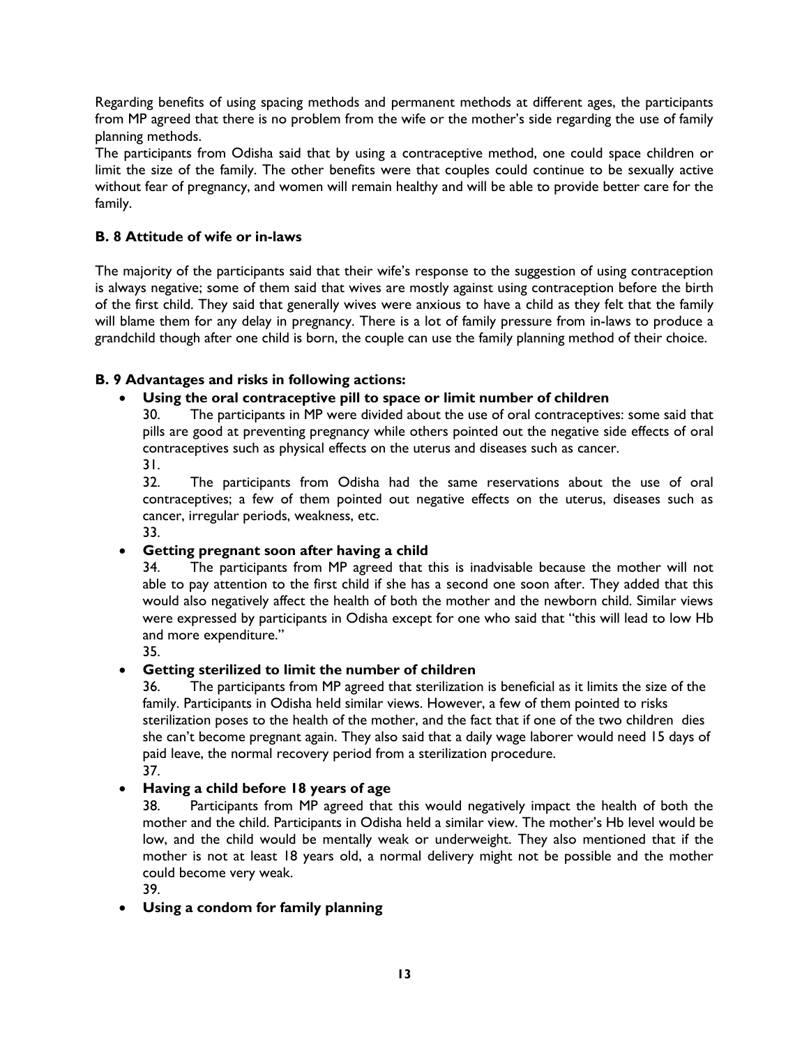Regarding benefits of using spacing methods and permanent methods at different ages, the participants from MP agreed that there is no problem from the wife or the mother's side regarding the use of family planning methods.

The participants from Odisha said that by using a contraceptive method, one could space children or limit the size of the family. The other benefits were that couples could continue to be sexually active without fear of pregnancy, and women will remain healthy and will be able to provide better care for the family.

### B. 8 Attitude of wife or in-laws

The majority of the participants said that their wife's response to the suggestion of using contraception is always negative; some of them said that wives are mostly against using contraception before the birth of the first child. They said that generally wives were anxious to have a child as they felt that the family will blame them for any delay in pregnancy. There is a lot of family pressure from in-laws to produce a grandchild though after one child is born, the couple can use the family planning method of their choice.

### B. 9 Advantages and risks in following actions:

- **Using the oral contraceptive pill to space or limit number of children**

  30. The participants in MP were divided about the use of oral contraceptives: some said that pills are good at preventing pregnancy while others pointed out the negative side effects of oral contraceptives such as physical effects on the uterus and diseases such as cancer.

  31.

  32. The participants from Odisha had the same reservations about the use of oral contraceptives; a few of them pointed out negative effects on the uterus, diseases such as cancer, irregular periods, weakness, etc.

  33.

- **Getting pregnant soon after having a child**

  34. The participants from MP agreed that this is inadvisable because the mother will not able to pay attention to the first child if she has a second one soon after. They added that this would also negatively affect the health of both the mother and the newborn child. Similar views were expressed by participants in Odisha except for one who said that "this will lead to low Hb and more expenditure."

  35.

- **Getting sterilized to limit the number of children**

  36. The participants from MP agreed that sterilization is beneficial as it limits the size of the family. Participants in Odisha held similar views. However, a few of them pointed to risks sterilization poses to the health of the mother, and the fact that if one of the two children dies she can't become pregnant again. They also said that a daily wage laborer would need 15 days of paid leave, the normal recovery period from a sterilization procedure.

  37.

- **Having a child before 18 years of age**

  38. Participants from MP agreed that this would negatively impact the health of both the mother and the child. Participants in Odisha held a similar view. The mother's Hb level would be low, and the child would be mentally weak or underweight. They also mentioned that if the mother is not at least 18 years old, a normal delivery might not be possible and the mother could become very weak.

  39.

- **Using a condom for family planning**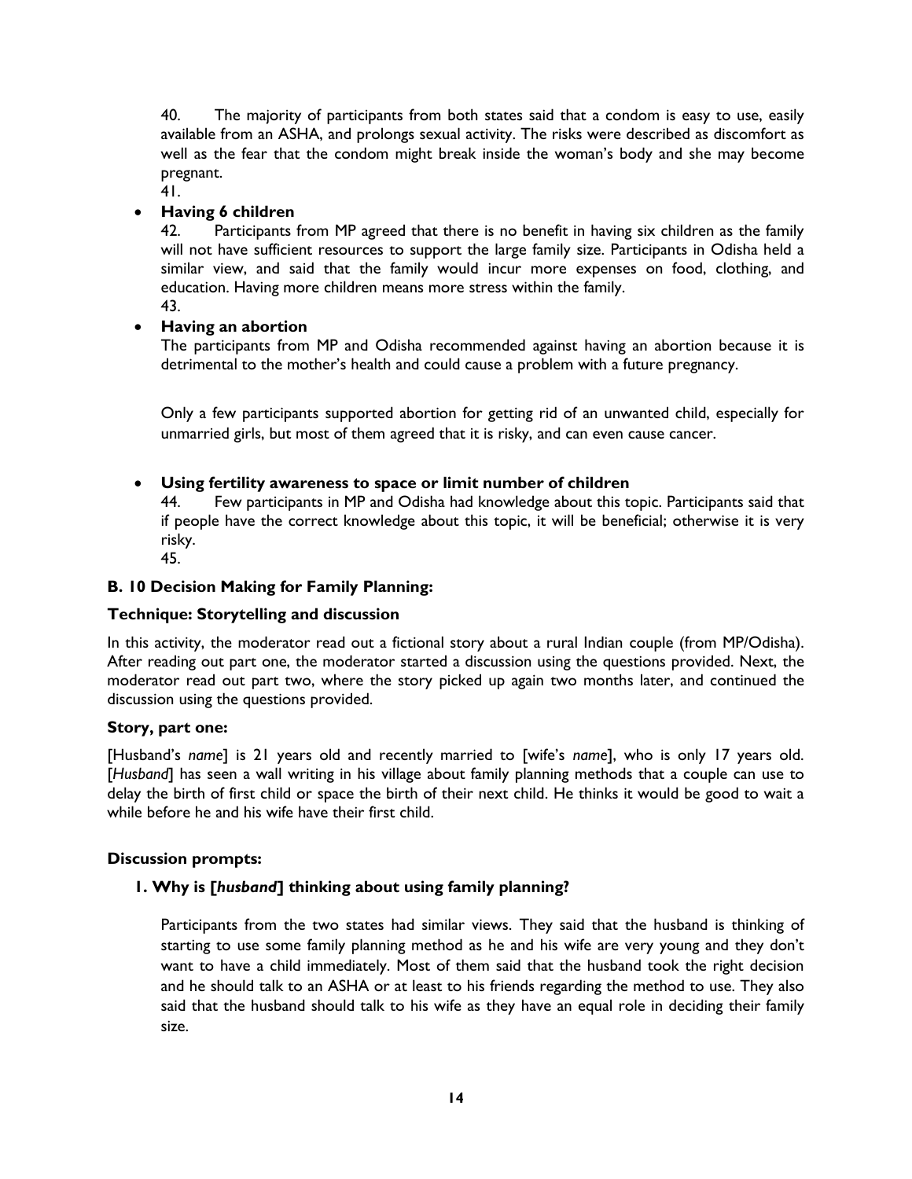40. The majority of participants from both states said that a condom is easy to use, easily available from an ASHA, and prolongs sexual activity. The risks were described as discomfort as well as the fear that the condom might break inside the woman's body and she may become pregnant.

41.

- **Having 6 children**

42. Participants from MP agreed that there is no benefit in having six children as the family will not have sufficient resources to support the large family size. Participants in Odisha held a similar view, and said that the family would incur more expenses on food, clothing, and education. Having more children means more stress within the family.

43.

- **Having an abortion**

The participants from MP and Odisha recommended against having an abortion because it is detrimental to the mother's health and could cause a problem with a future pregnancy.

Only a few participants supported abortion for getting rid of an unwanted child, especially for unmarried girls, but most of them agreed that it is risky, and can even cause cancer.

- **Using fertility awareness to space or limit number of children**

44. Few participants in MP and Odisha had knowledge about this topic. Participants said that if people have the correct knowledge about this topic, it will be beneficial; otherwise it is very risky.

45.

### B. 10 Decision Making for Family Planning:

**Technique: Storytelling and discussion**

In this activity, the moderator read out a fictional story about a rural Indian couple (from MP/Odisha). After reading out part one, the moderator started a discussion using the questions provided. Next, the moderator read out part two, where the story picked up again two months later, and continued the discussion using the questions provided.

**Story, part one:**

[Husband's *name*] is 21 years old and recently married to [wife's *name*], who is only 17 years old. [*Husband*] has seen a wall writing in his village about family planning methods that a couple can use to delay the birth of first child or space the birth of their next child. He thinks it would be good to wait a while before he and his wife have their first child.

**Discussion prompts:**

**1. Why is [*husband*] thinking about using family planning?**

Participants from the two states had similar views. They said that the husband is thinking of starting to use some family planning method as he and his wife are very young and they don't want to have a child immediately. Most of them said that the husband took the right decision and he should talk to an ASHA or at least to his friends regarding the method to use. They also said that the husband should talk to his wife as they have an equal role in deciding their family size.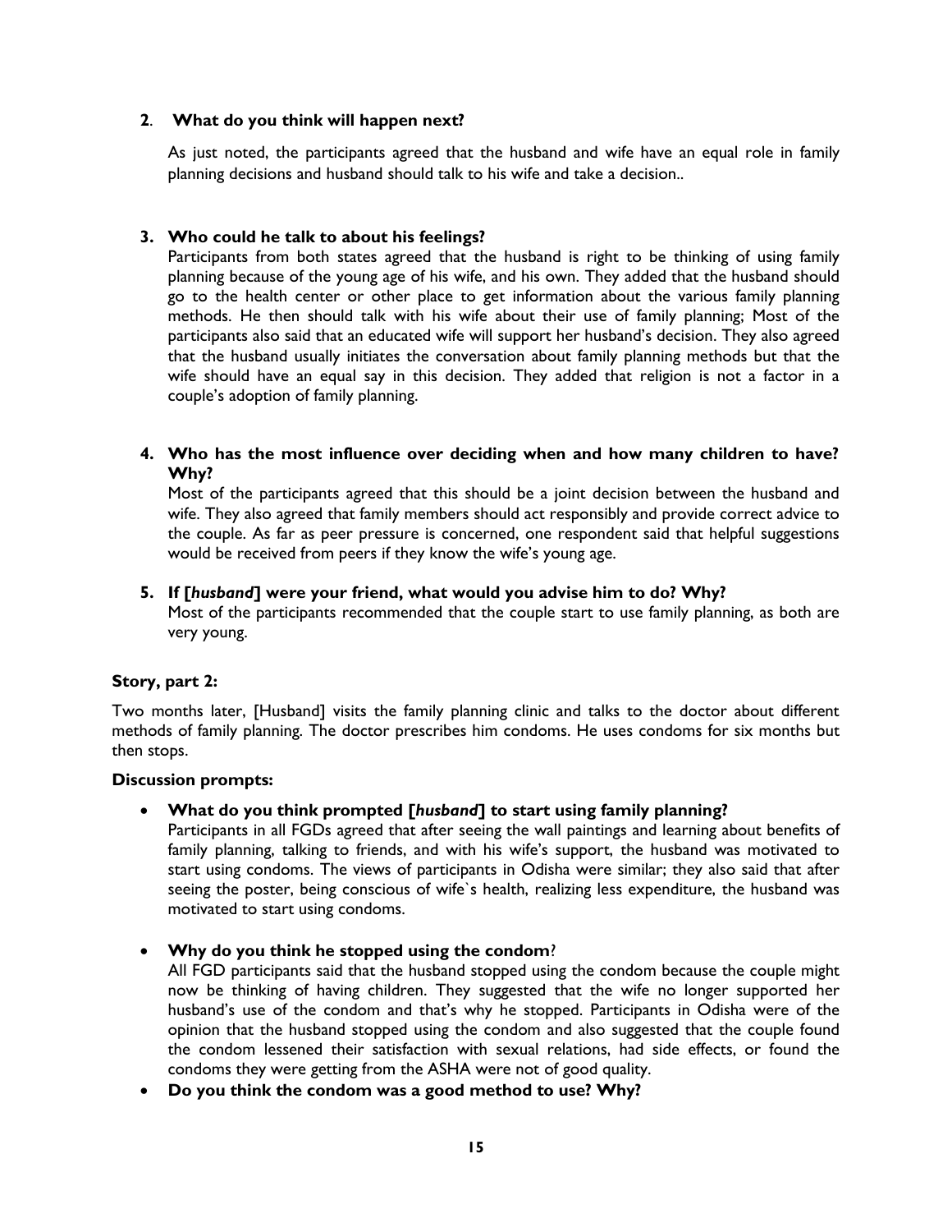**2**. **What do you think will happen next?**

As just noted, the participants agreed that the husband and wife have an equal role in family planning decisions and husband should talk to his wife and take a decision..

**3. Who could he talk to about his feelings?**

Participants from both states agreed that the husband is right to be thinking of using family planning because of the young age of his wife, and his own. They added that the husband should go to the health center or other place to get information about the various family planning methods. He then should talk with his wife about their use of family planning; Most of the participants also said that an educated wife will support her husband's decision. They also agreed that the husband usually initiates the conversation about family planning methods but that the wife should have an equal say in this decision. They added that religion is not a factor in a couple's adoption of family planning.

**4. Who has the most influence over deciding when and how many children to have? Why?**

Most of the participants agreed that this should be a joint decision between the husband and wife. They also agreed that family members should act responsibly and provide correct advice to the couple. As far as peer pressure is concerned, one respondent said that helpful suggestions would be received from peers if they know the wife's young age.

**5. If [*husband*] were your friend, what would you advise him to do? Why?**

Most of the participants recommended that the couple start to use family planning, as both are very young.

**Story, part 2:**

Two months later, [Husband] visits the family planning clinic and talks to the doctor about different methods of family planning. The doctor prescribes him condoms. He uses condoms for six months but then stops.

**Discussion prompts:**

- **What do you think prompted [*husband*] to start using family planning?**
  Participants in all FGDs agreed that after seeing the wall paintings and learning about benefits of family planning, talking to friends, and with his wife's support, the husband was motivated to start using condoms. The views of participants in Odisha were similar; they also said that after seeing the poster, being conscious of wife`s health, realizing less expenditure, the husband was motivated to start using condoms.

- **Why do you think he stopped using the condom**?
  All FGD participants said that the husband stopped using the condom because the couple might now be thinking of having children. They suggested that the wife no longer supported her husband's use of the condom and that's why he stopped. Participants in Odisha were of the opinion that the husband stopped using the condom and also suggested that the couple found the condom lessened their satisfaction with sexual relations, had side effects, or found the condoms they were getting from the ASHA were not of good quality.

- **Do you think the condom was a good method to use? Why?**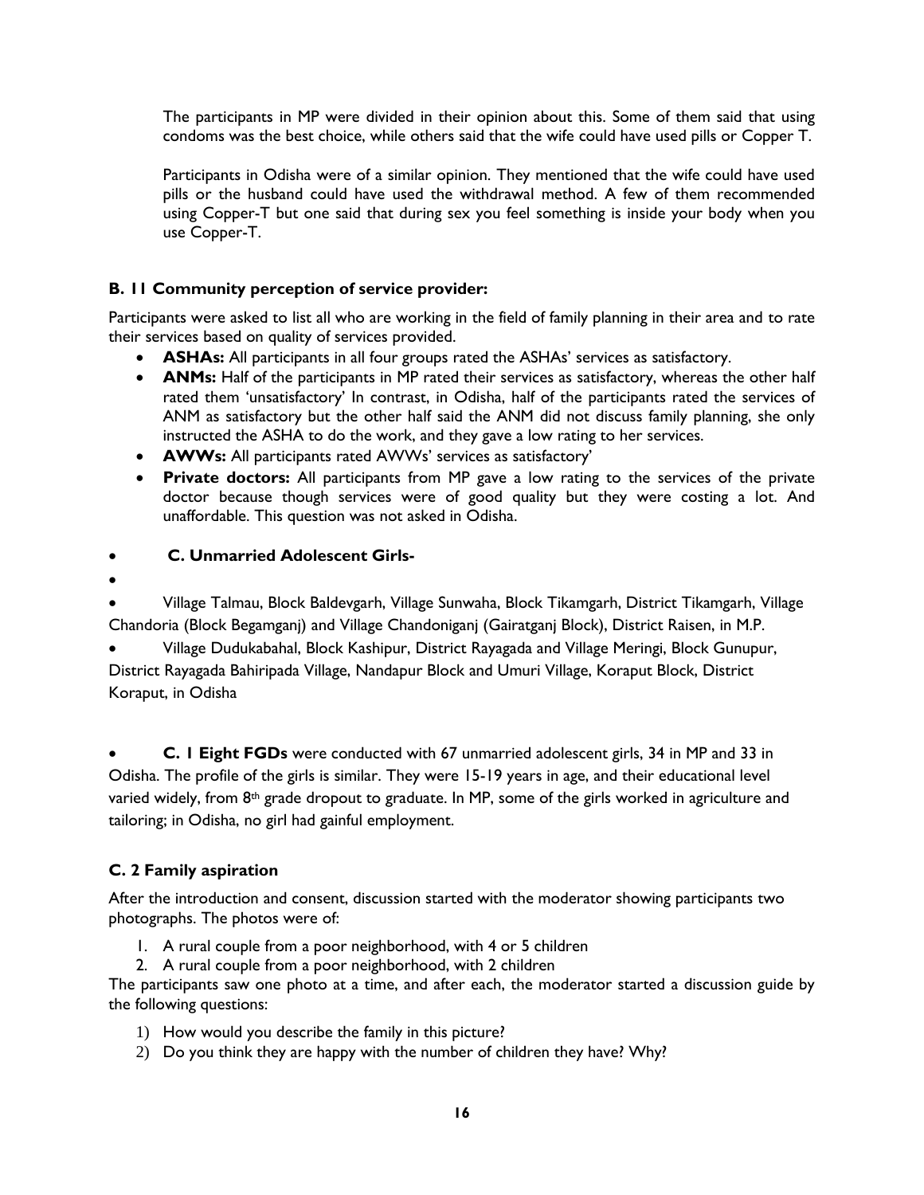The participants in MP were divided in their opinion about this. Some of them said that using condoms was the best choice, while others said that the wife could have used pills or Copper T.

Participants in Odisha were of a similar opinion. They mentioned that the wife could have used pills or the husband could have used the withdrawal method. A few of them recommended using Copper-T but one said that during sex you feel something is inside your body when you use Copper-T.

### B. 11 Community perception of service provider:

Participants were asked to list all who are working in the field of family planning in their area and to rate their services based on quality of services provided.

- **ASHAs:** All participants in all four groups rated the ASHAs' services as satisfactory.
- **ANMs:** Half of the participants in MP rated their services as satisfactory, whereas the other half rated them 'unsatisfactory' In contrast, in Odisha, half of the participants rated the services of ANM as satisfactory but the other half said the ANM did not discuss family planning, she only instructed the ASHA to do the work, and they gave a low rating to her services.
- **AWWs:** All participants rated AWWs' services as satisfactory'
- **Private doctors:** All participants from MP gave a low rating to the services of the private doctor because though services were of good quality but they were costing a lot. And unaffordable. This question was not asked in Odisha.

- **C. Unmarried Adolescent Girls-**
- Village Talmau, Block Baldevgarh, Village Sunwaha, Block Tikamgarh, District Tikamgarh, Village Chandoria (Block Begamganj) and Village Chandoniganj (Gairatganj Block), District Raisen, in M.P.
- Village Dudukabahal, Block Kashipur, District Rayagada and Village Meringi, Block Gunupur, District Rayagada Bahiripada Village, Nandapur Block and Umuri Village, Koraput Block, District Koraput, in Odisha

- **C. 1 Eight FGDs** were conducted with 67 unmarried adolescent girls, 34 in MP and 33 in Odisha. The profile of the girls is similar. They were 15-19 years in age, and their educational level varied widely, from 8th grade dropout to graduate. In MP, some of the girls worked in agriculture and tailoring; in Odisha, no girl had gainful employment.

### C. 2 Family aspiration

After the introduction and consent, discussion started with the moderator showing participants two photographs. The photos were of:

1. A rural couple from a poor neighborhood, with 4 or 5 children
2. A rural couple from a poor neighborhood, with 2 children

The participants saw one photo at a time, and after each, the moderator started a discussion guide by the following questions:

1) How would you describe the family in this picture?
2) Do you think they are happy with the number of children they have? Why?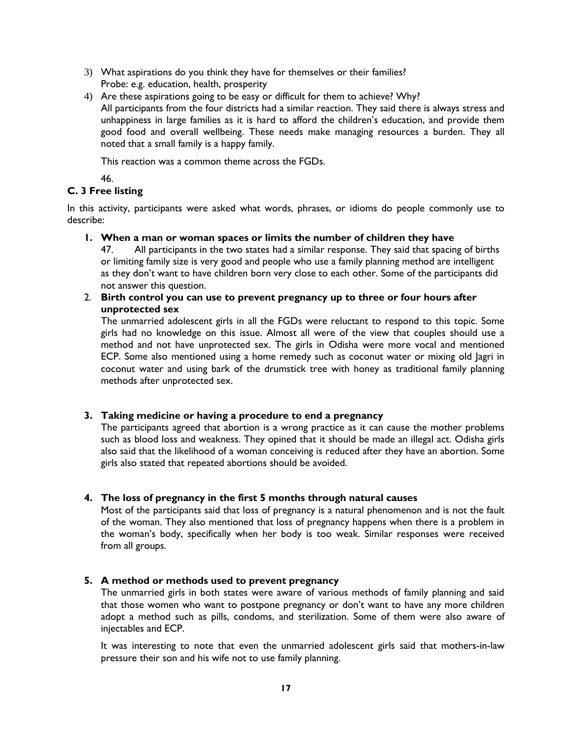3) What aspirations do you think they have for themselves or their families?
   Probe: e.g. education, health, prosperity
4) Are these aspirations going to be easy or difficult for them to achieve? Why?
   All participants from the four districts had a similar reaction. They said there is always stress and unhappiness in large families as it is hard to afford the children's education, and provide them good food and overall wellbeing. These needs make managing resources a burden. They all noted that a small family is a happy family.

   This reaction was a common theme across the FGDs.

   46.

### C. 3 Free listing

In this activity, participants were asked what words, phrases, or idioms do people commonly use to describe:

1. **When a man or woman spaces or limits the number of children they have**
   47. All participants in the two states had a similar response. They said that spacing of births or limiting family size is very good and people who use a family planning method are intelligent as they don't want to have children born very close to each other. Some of the participants did not answer this question.
2. **Birth control you can use to prevent pregnancy up to three or four hours after unprotected sex**
   The unmarried adolescent girls in all the FGDs were reluctant to respond to this topic. Some girls had no knowledge on this issue. Almost all were of the view that couples should use a method and not have unprotected sex. The girls in Odisha were more vocal and mentioned ECP. Some also mentioned using a home remedy such as coconut water or mixing old Jagri in coconut water and using bark of the drumstick tree with honey as traditional family planning methods after unprotected sex.

3. **Taking medicine or having a procedure to end a pregnancy**
   The participants agreed that abortion is a wrong practice as it can cause the mother problems such as blood loss and weakness. They opined that it should be made an illegal act. Odisha girls also said that the likelihood of a woman conceiving is reduced after they have an abortion. Some girls also stated that repeated abortions should be avoided.

4. **The loss of pregnancy in the first 5 months through natural causes**
   Most of the participants said that loss of pregnancy is a natural phenomenon and is not the fault of the woman. They also mentioned that loss of pregnancy happens when there is a problem in the woman's body, specifically when her body is too weak. Similar responses were received from all groups.

5. **A method or methods used to prevent pregnancy**
   The unmarried girls in both states were aware of various methods of family planning and said that those women who want to postpone pregnancy or don't want to have any more children adopt a method such as pills, condoms, and sterilization. Some of them were also aware of injectables and ECP.

   It was interesting to note that even the unmarried adolescent girls said that mothers-in-law pressure their son and his wife not to use family planning.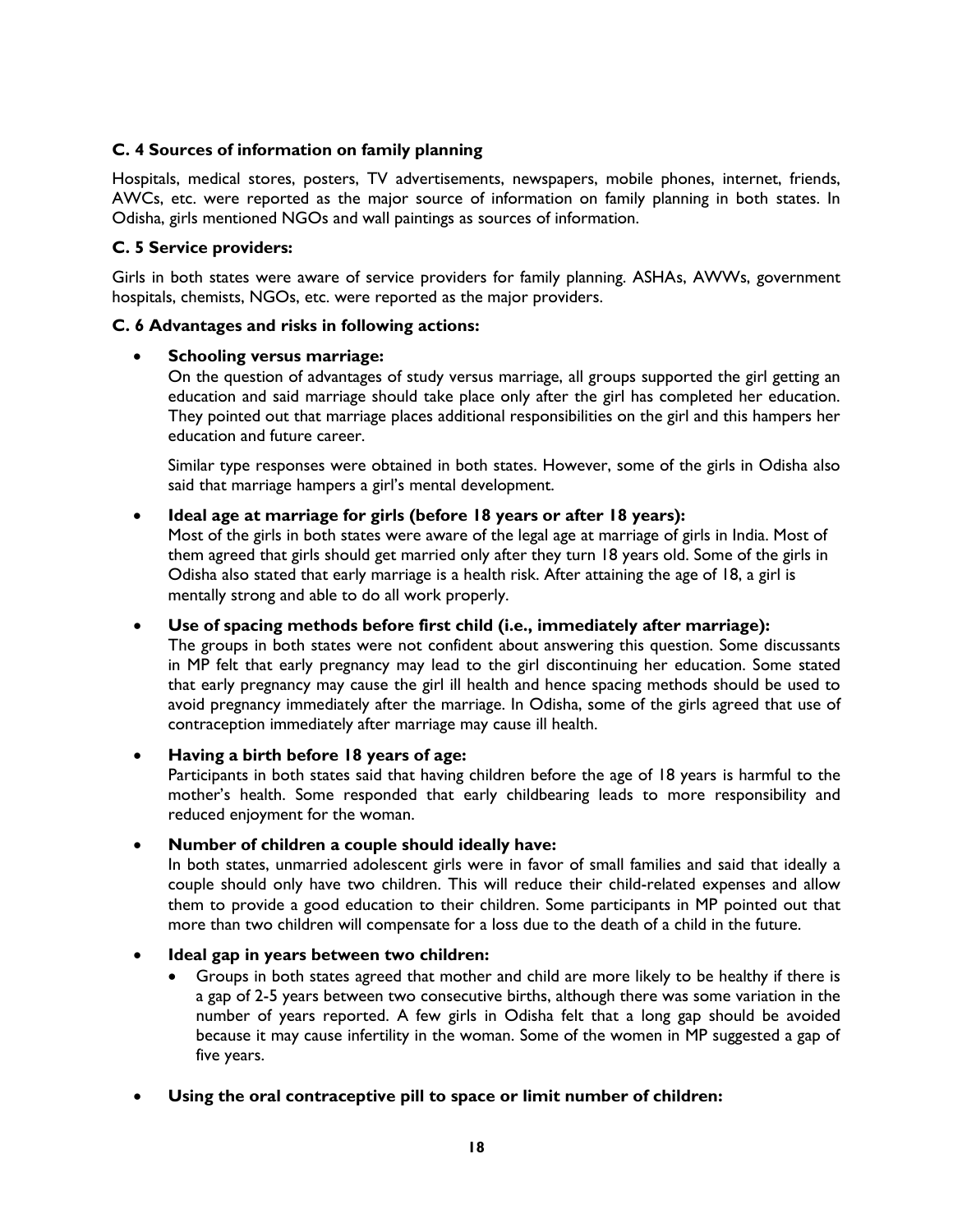### C. 4 Sources of information on family planning

Hospitals, medical stores, posters, TV advertisements, newspapers, mobile phones, internet, friends, AWCs, etc. were reported as the major source of information on family planning in both states. In Odisha, girls mentioned NGOs and wall paintings as sources of information.

### C. 5 Service providers:

Girls in both states were aware of service providers for family planning. ASHAs, AWWs, government hospitals, chemists, NGOs, etc. were reported as the major providers.

### C. 6 Advantages and risks in following actions:

- **Schooling versus marriage:**
  On the question of advantages of study versus marriage, all groups supported the girl getting an education and said marriage should take place only after the girl has completed her education. They pointed out that marriage places additional responsibilities on the girl and this hampers her education and future career.

  Similar type responses were obtained in both states. However, some of the girls in Odisha also said that marriage hampers a girl's mental development.

- **Ideal age at marriage for girls (before 18 years or after 18 years):**
  Most of the girls in both states were aware of the legal age at marriage of girls in India. Most of them agreed that girls should get married only after they turn 18 years old. Some of the girls in Odisha also stated that early marriage is a health risk. After attaining the age of 18, a girl is mentally strong and able to do all work properly.

- **Use of spacing methods before first child (i.e., immediately after marriage):**
  The groups in both states were not confident about answering this question. Some discussants in MP felt that early pregnancy may lead to the girl discontinuing her education. Some stated that early pregnancy may cause the girl ill health and hence spacing methods should be used to avoid pregnancy immediately after the marriage. In Odisha, some of the girls agreed that use of contraception immediately after marriage may cause ill health.

- **Having a birth before 18 years of age:**
  Participants in both states said that having children before the age of 18 years is harmful to the mother's health. Some responded that early childbearing leads to more responsibility and reduced enjoyment for the woman.

- **Number of children a couple should ideally have:**
  In both states, unmarried adolescent girls were in favor of small families and said that ideally a couple should only have two children. This will reduce their child-related expenses and allow them to provide a good education to their children. Some participants in MP pointed out that more than two children will compensate for a loss due to the death of a child in the future.

- **Ideal gap in years between two children:**
  - Groups in both states agreed that mother and child are more likely to be healthy if there is a gap of 2-5 years between two consecutive births, although there was some variation in the number of years reported. A few girls in Odisha felt that a long gap should be avoided because it may cause infertility in the woman. Some of the women in MP suggested a gap of five years.

- **Using the oral contraceptive pill to space or limit number of children:**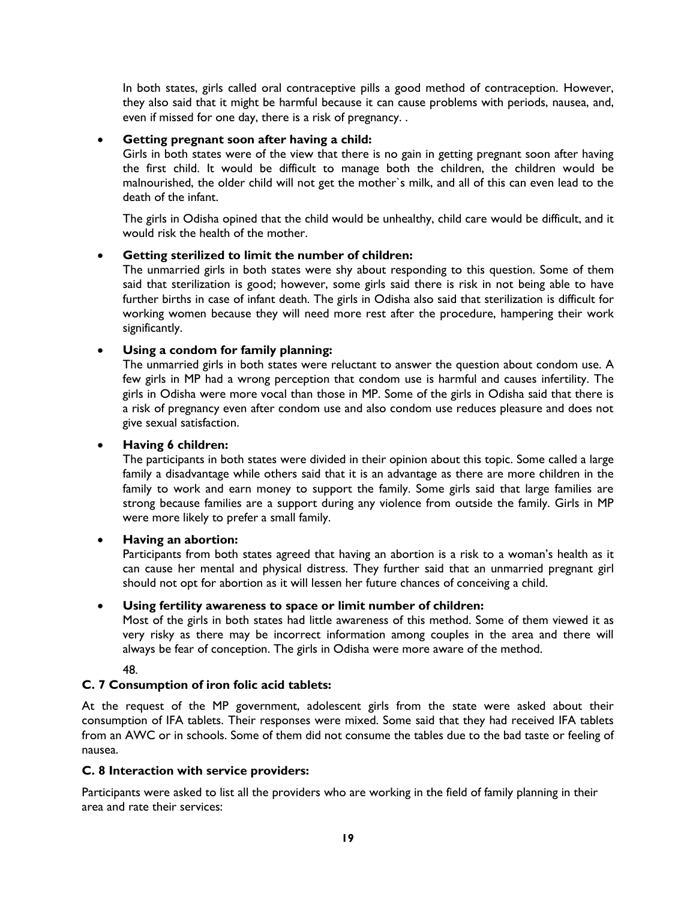In both states, girls called oral contraceptive pills a good method of contraception. However, they also said that it might be harmful because it can cause problems with periods, nausea, and, even if missed for one day, there is a risk of pregnancy. .

- **Getting pregnant soon after having a child:**
  Girls in both states were of the view that there is no gain in getting pregnant soon after having the first child. It would be difficult to manage both the children, the children would be malnourished, the older child will not get the mother`s milk, and all of this can even lead to the death of the infant.

  The girls in Odisha opined that the child would be unhealthy, child care would be difficult, and it would risk the health of the mother.

- **Getting sterilized to limit the number of children:**
  The unmarried girls in both states were shy about responding to this question. Some of them said that sterilization is good; however, some girls said there is risk in not being able to have further births in case of infant death. The girls in Odisha also said that sterilization is difficult for working women because they will need more rest after the procedure, hampering their work significantly.

- **Using a condom for family planning:**
  The unmarried girls in both states were reluctant to answer the question about condom use. A few girls in MP had a wrong perception that condom use is harmful and causes infertility. The girls in Odisha were more vocal than those in MP. Some of the girls in Odisha said that there is a risk of pregnancy even after condom use and also condom use reduces pleasure and does not give sexual satisfaction.

- **Having 6 children:**
  The participants in both states were divided in their opinion about this topic. Some called a large family a disadvantage while others said that it is an advantage as there are more children in the family to work and earn money to support the family. Some girls said that large families are strong because families are a support during any violence from outside the family. Girls in MP were more likely to prefer a small family.

- **Having an abortion:**
  Participants from both states agreed that having an abortion is a risk to a woman's health as it can cause her mental and physical distress. They further said that an unmarried pregnant girl should not opt for abortion as it will lessen her future chances of conceiving a child.

- **Using fertility awareness to space or limit number of children:**
  Most of the girls in both states had little awareness of this method. Some of them viewed it as very risky as there may be incorrect information among couples in the area and there will always be fear of conception. The girls in Odisha were more aware of the method.

  48.

### C. 7 Consumption of iron folic acid tablets:

At the request of the MP government, adolescent girls from the state were asked about their consumption of IFA tablets. Their responses were mixed. Some said that they had received IFA tablets from an AWC or in schools. Some of them did not consume the tables due to the bad taste or feeling of nausea.

### C. 8 Interaction with service providers:

Participants were asked to list all the providers who are working in the field of family planning in their area and rate their services: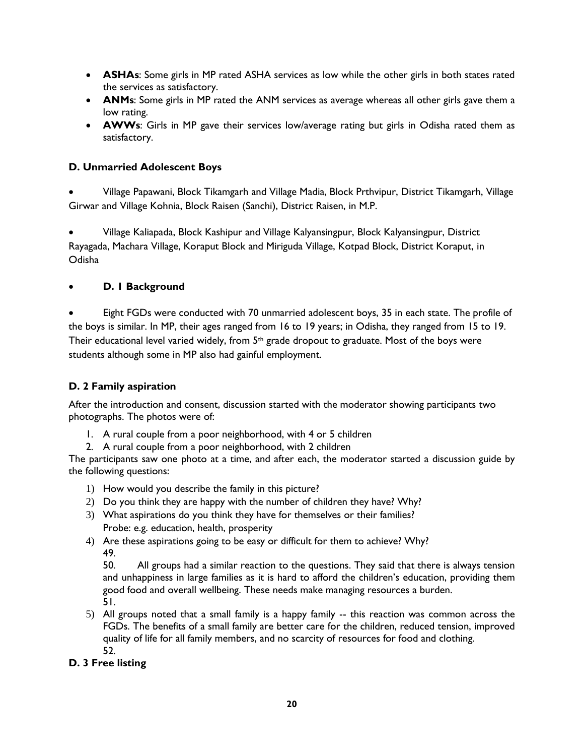- **ASHAs**: Some girls in MP rated ASHA services as low while the other girls in both states rated the services as satisfactory.
- **ANMs**: Some girls in MP rated the ANM services as average whereas all other girls gave them a low rating.
- **AWWs**: Girls in MP gave their services low/average rating but girls in Odisha rated them as satisfactory.

### D. Unmarried Adolescent Boys

- Village Papawani, Block Tikamgarh and Village Madia, Block Prthvipur, District Tikamgarh, Village Girwar and Village Kohnia, Block Raisen (Sanchi), District Raisen, in M.P.

- Village Kaliapada, Block Kashipur and Village Kalyansingpur, Block Kalyansingpur, District Rayagada, Machara Village, Koraput Block and Miriguda Village, Kotpad Block, District Koraput, in Odisha

- **D. 1 Background**

- Eight FGDs were conducted with 70 unmarried adolescent boys, 35 in each state. The profile of the boys is similar. In MP, their ages ranged from 16 to 19 years; in Odisha, they ranged from 15 to 19. Their educational level varied widely, from 5th grade dropout to graduate. Most of the boys were students although some in MP also had gainful employment.

### D. 2 Family aspiration

After the introduction and consent, discussion started with the moderator showing participants two photographs. The photos were of:

1. A rural couple from a poor neighborhood, with 4 or 5 children
2. A rural couple from a poor neighborhood, with 2 children

The participants saw one photo at a time, and after each, the moderator started a discussion guide by the following questions:

1) How would you describe the family in this picture?
2) Do you think they are happy with the number of children they have? Why?
3) What aspirations do you think they have for themselves or their families?
   Probe: e.g. education, health, prosperity
4) Are these aspirations going to be easy or difficult for them to achieve? Why?
   49.
   50. All groups had a similar reaction to the questions. They said that there is always tension and unhappiness in large families as it is hard to afford the children's education, providing them good food and overall wellbeing. These needs make managing resources a burden.
   51.
5) All groups noted that a small family is a happy family -- this reaction was common across the FGDs. The benefits of a small family are better care for the children, reduced tension, improved quality of life for all family members, and no scarcity of resources for food and clothing.
   52.

### D. 3 Free listing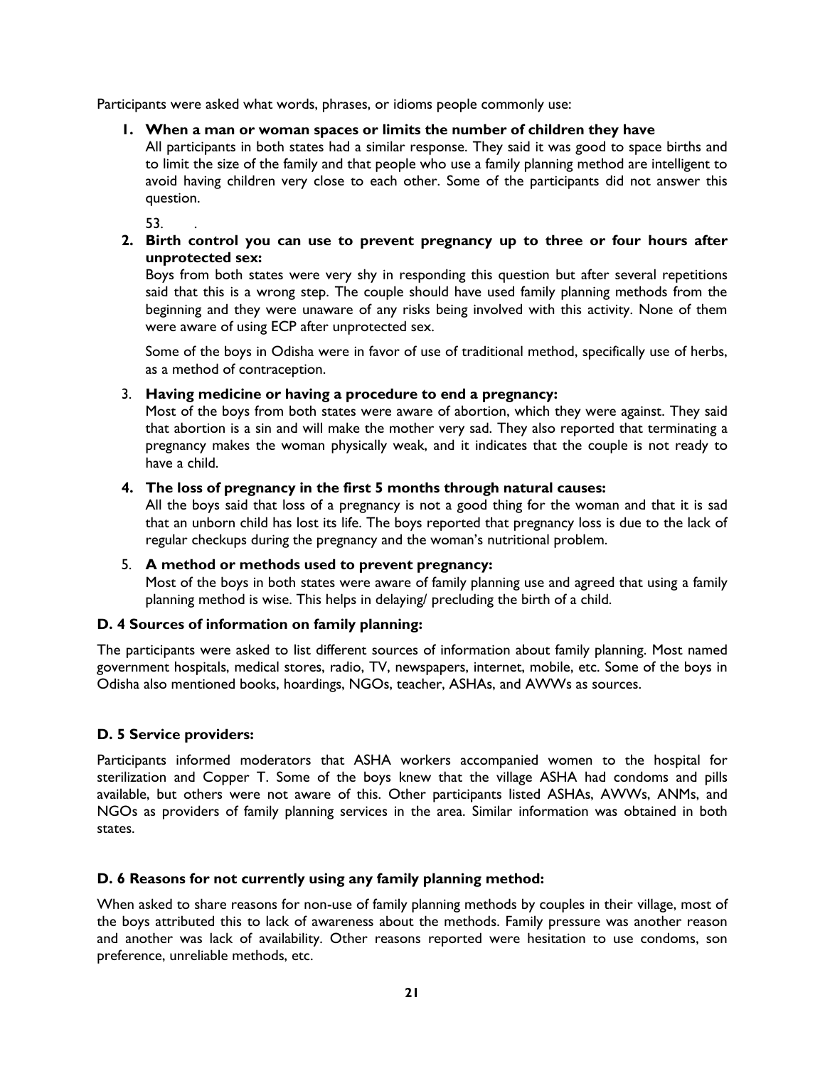Participants were asked what words, phrases, or idioms people commonly use:

1. **When a man or woman spaces or limits the number of children they have**
   All participants in both states had a similar response. They said it was good to space births and to limit the size of the family and that people who use a family planning method are intelligent to avoid having children very close to each other. Some of the participants did not answer this question.

   53. .

2. **Birth control you can use to prevent pregnancy up to three or four hours after unprotected sex:**
   Boys from both states were very shy in responding this question but after several repetitions said that this is a wrong step. The couple should have used family planning methods from the beginning and they were unaware of any risks being involved with this activity. None of them were aware of using ECP after unprotected sex.

   Some of the boys in Odisha were in favor of use of traditional method, specifically use of herbs, as a method of contraception.

3. **Having medicine or having a procedure to end a pregnancy:**
   Most of the boys from both states were aware of abortion, which they were against. They said that abortion is a sin and will make the mother very sad. They also reported that terminating a pregnancy makes the woman physically weak, and it indicates that the couple is not ready to have a child.

4. **The loss of pregnancy in the first 5 months through natural causes:**
   All the boys said that loss of a pregnancy is not a good thing for the woman and that it is sad that an unborn child has lost its life. The boys reported that pregnancy loss is due to the lack of regular checkups during the pregnancy and the woman's nutritional problem.

5. **A method or methods used to prevent pregnancy:**
   Most of the boys in both states were aware of family planning use and agreed that using a family planning method is wise. This helps in delaying/ precluding the birth of a child.

### D. 4 Sources of information on family planning:

The participants were asked to list different sources of information about family planning. Most named government hospitals, medical stores, radio, TV, newspapers, internet, mobile, etc. Some of the boys in Odisha also mentioned books, hoardings, NGOs, teacher, ASHAs, and AWWs as sources.

### D. 5 Service providers:

Participants informed moderators that ASHA workers accompanied women to the hospital for sterilization and Copper T. Some of the boys knew that the village ASHA had condoms and pills available, but others were not aware of this. Other participants listed ASHAs, AWWs, ANMs, and NGOs as providers of family planning services in the area. Similar information was obtained in both states.

### D. 6 Reasons for not currently using any family planning method:

When asked to share reasons for non-use of family planning methods by couples in their village, most of the boys attributed this to lack of awareness about the methods. Family pressure was another reason and another was lack of availability. Other reasons reported were hesitation to use condoms, son preference, unreliable methods, etc.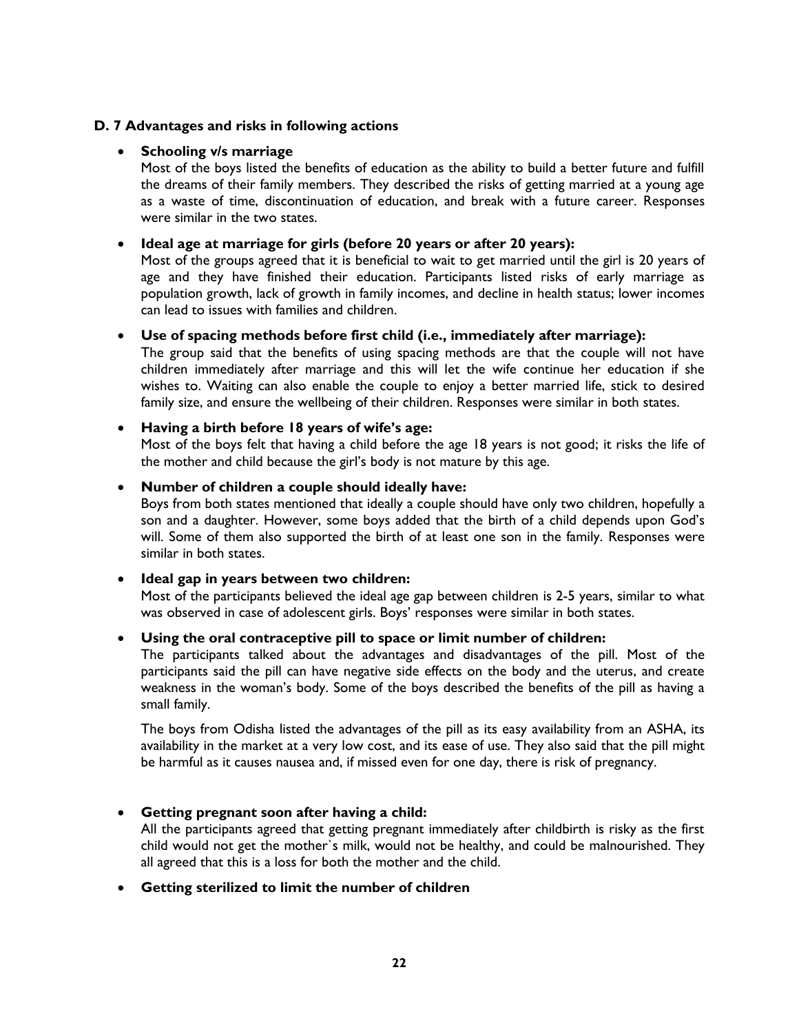### D. 7 Advantages and risks in following actions

- **Schooling v/s marriage**
  Most of the boys listed the benefits of education as the ability to build a better future and fulfill the dreams of their family members. They described the risks of getting married at a young age as a waste of time, discontinuation of education, and break with a future career. Responses were similar in the two states.

- **Ideal age at marriage for girls (before 20 years or after 20 years):**
  Most of the groups agreed that it is beneficial to wait to get married until the girl is 20 years of age and they have finished their education. Participants listed risks of early marriage as population growth, lack of growth in family incomes, and decline in health status; lower incomes can lead to issues with families and children.

- **Use of spacing methods before first child (i.e., immediately after marriage):**
  The group said that the benefits of using spacing methods are that the couple will not have children immediately after marriage and this will let the wife continue her education if she wishes to. Waiting can also enable the couple to enjoy a better married life, stick to desired family size, and ensure the wellbeing of their children. Responses were similar in both states.

- **Having a birth before 18 years of wife's age:**
  Most of the boys felt that having a child before the age 18 years is not good; it risks the life of the mother and child because the girl's body is not mature by this age.

- **Number of children a couple should ideally have:**
  Boys from both states mentioned that ideally a couple should have only two children, hopefully a son and a daughter. However, some boys added that the birth of a child depends upon God's will. Some of them also supported the birth of at least one son in the family. Responses were similar in both states.

- **Ideal gap in years between two children:**
  Most of the participants believed the ideal age gap between children is 2-5 years, similar to what was observed in case of adolescent girls. Boys' responses were similar in both states.

- **Using the oral contraceptive pill to space or limit number of children:**
  The participants talked about the advantages and disadvantages of the pill. Most of the participants said the pill can have negative side effects on the body and the uterus, and create weakness in the woman's body. Some of the boys described the benefits of the pill as having a small family.

  The boys from Odisha listed the advantages of the pill as its easy availability from an ASHA, its availability in the market at a very low cost, and its ease of use. They also said that the pill might be harmful as it causes nausea and, if missed even for one day, there is risk of pregnancy.

- **Getting pregnant soon after having a child:**
  All the participants agreed that getting pregnant immediately after childbirth is risky as the first child would not get the mother`s milk, would not be healthy, and could be malnourished. They all agreed that this is a loss for both the mother and the child.

- **Getting sterilized to limit the number of children**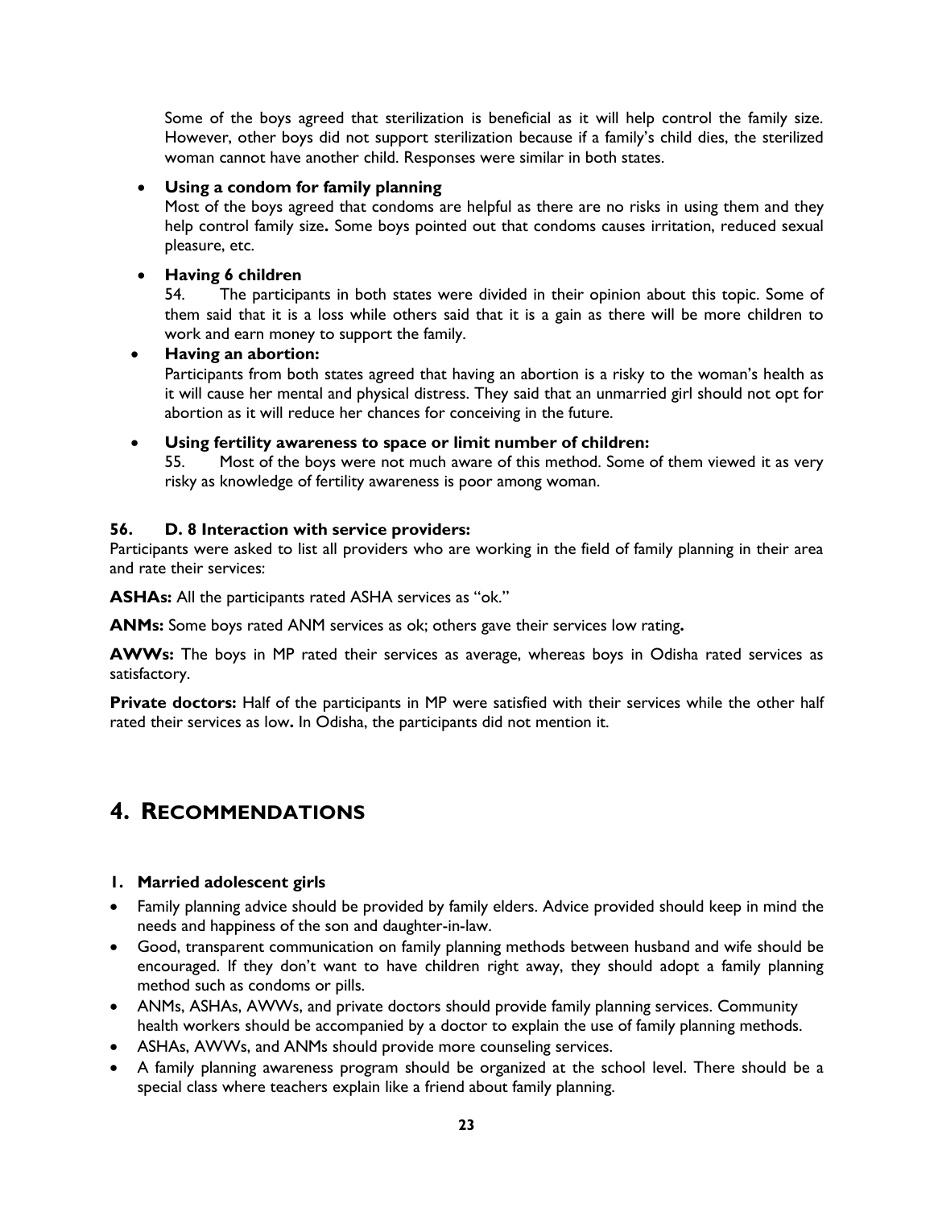Some of the boys agreed that sterilization is beneficial as it will help control the family size. However, other boys did not support sterilization because if a family's child dies, the sterilized woman cannot have another child. Responses were similar in both states.

- **Using a condom for family planning**
  Most of the boys agreed that condoms are helpful as there are no risks in using them and they help control family size**.** Some boys pointed out that condoms causes irritation, reduced sexual pleasure, etc.

- **Having 6 children**
  54. The participants in both states were divided in their opinion about this topic. Some of them said that it is a loss while others said that it is a gain as there will be more children to work and earn money to support the family.

- **Having an abortion:**
  Participants from both states agreed that having an abortion is a risky to the woman's health as it will cause her mental and physical distress. They said that an unmarried girl should not opt for abortion as it will reduce her chances for conceiving in the future.

- **Using fertility awareness to space or limit number of children:**
  55. Most of the boys were not much aware of this method. Some of them viewed it as very risky as knowledge of fertility awareness is poor among woman.

#### 56. D. 8 Interaction with service providers:

Participants were asked to list all providers who are working in the field of family planning in their area and rate their services:

**ASHAs:** All the participants rated ASHA services as "ok."

**ANMs:** Some boys rated ANM services as ok; others gave their services low rating**.**

**AWWs:** The boys in MP rated their services as average, whereas boys in Odisha rated services as satisfactory.

**Private doctors:** Half of the participants in MP were satisfied with their services while the other half rated their services as low**.** In Odisha, the participants did not mention it.

# 4. Recommendations

### 1. Married adolescent girls

- Family planning advice should be provided by family elders. Advice provided should keep in mind the needs and happiness of the son and daughter-in-law.
- Good, transparent communication on family planning methods between husband and wife should be encouraged. If they don't want to have children right away, they should adopt a family planning method such as condoms or pills.
- ANMs, ASHAs, AWWs, and private doctors should provide family planning services. Community health workers should be accompanied by a doctor to explain the use of family planning methods.
- ASHAs, AWWs, and ANMs should provide more counseling services.
- A family planning awareness program should be organized at the school level. There should be a special class where teachers explain like a friend about family planning.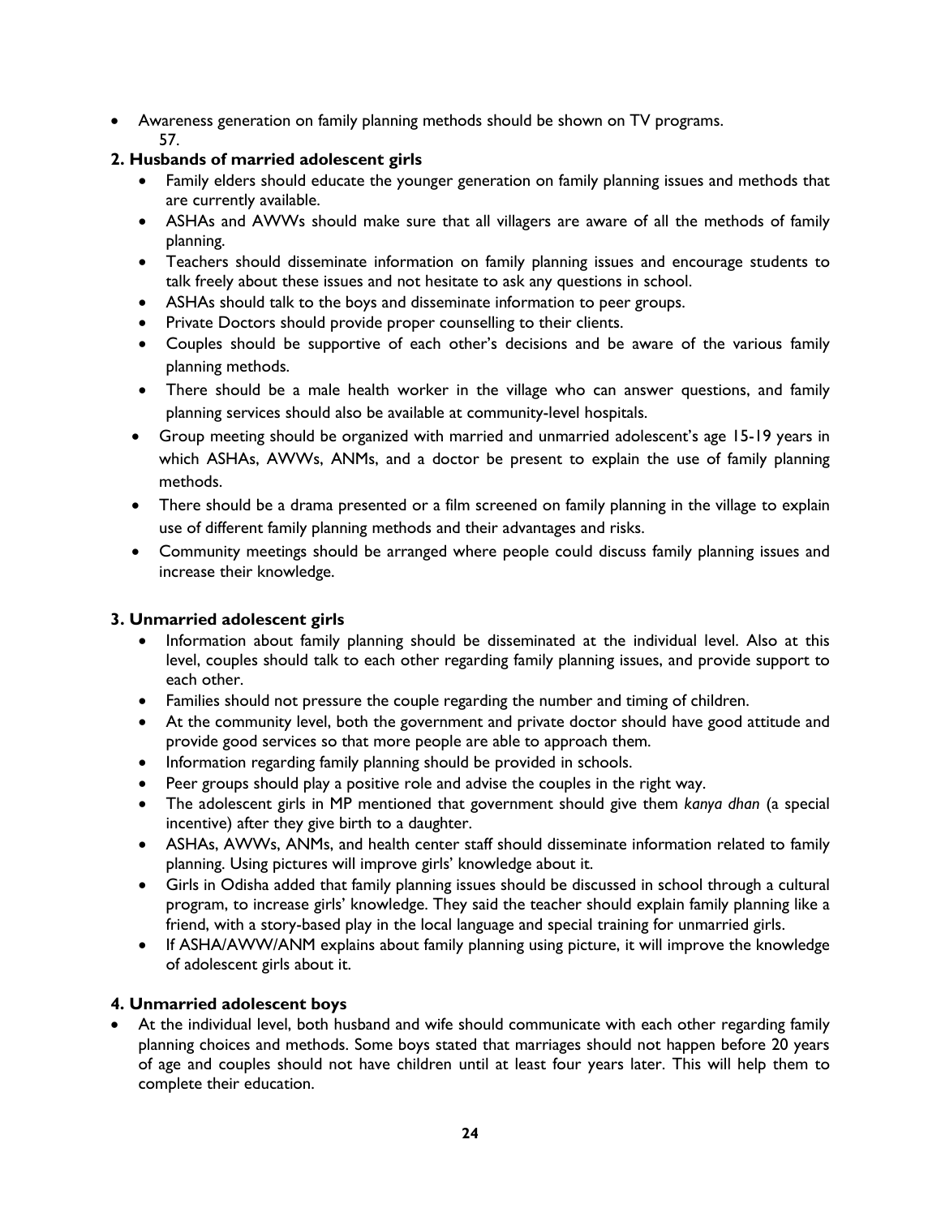- Awareness generation on family planning methods should be shown on TV programs.
  57.

**2. Husbands of married adolescent girls**

- Family elders should educate the younger generation on family planning issues and methods that are currently available.
- ASHAs and AWWs should make sure that all villagers are aware of all the methods of family planning.
- Teachers should disseminate information on family planning issues and encourage students to talk freely about these issues and not hesitate to ask any questions in school.
- ASHAs should talk to the boys and disseminate information to peer groups.
- Private Doctors should provide proper counselling to their clients.
- Couples should be supportive of each other's decisions and be aware of the various family planning methods.
- There should be a male health worker in the village who can answer questions, and family planning services should also be available at community-level hospitals.
- Group meeting should be organized with married and unmarried adolescent's age 15-19 years in which ASHAs, AWWs, ANMs, and a doctor be present to explain the use of family planning methods.
- There should be a drama presented or a film screened on family planning in the village to explain use of different family planning methods and their advantages and risks.
- Community meetings should be arranged where people could discuss family planning issues and increase their knowledge.

**3. Unmarried adolescent girls**

- Information about family planning should be disseminated at the individual level. Also at this level, couples should talk to each other regarding family planning issues, and provide support to each other.
- Families should not pressure the couple regarding the number and timing of children.
- At the community level, both the government and private doctor should have good attitude and provide good services so that more people are able to approach them.
- Information regarding family planning should be provided in schools.
- Peer groups should play a positive role and advise the couples in the right way.
- The adolescent girls in MP mentioned that government should give them *kanya dhan* (a special incentive) after they give birth to a daughter.
- ASHAs, AWWs, ANMs, and health center staff should disseminate information related to family planning. Using pictures will improve girls' knowledge about it.
- Girls in Odisha added that family planning issues should be discussed in school through a cultural program, to increase girls' knowledge. They said the teacher should explain family planning like a friend, with a story-based play in the local language and special training for unmarried girls.
- If ASHA/AWW/ANM explains about family planning using picture, it will improve the knowledge of adolescent girls about it.

**4. Unmarried adolescent boys**

- At the individual level, both husband and wife should communicate with each other regarding family planning choices and methods. Some boys stated that marriages should not happen before 20 years of age and couples should not have children until at least four years later. This will help them to complete their education.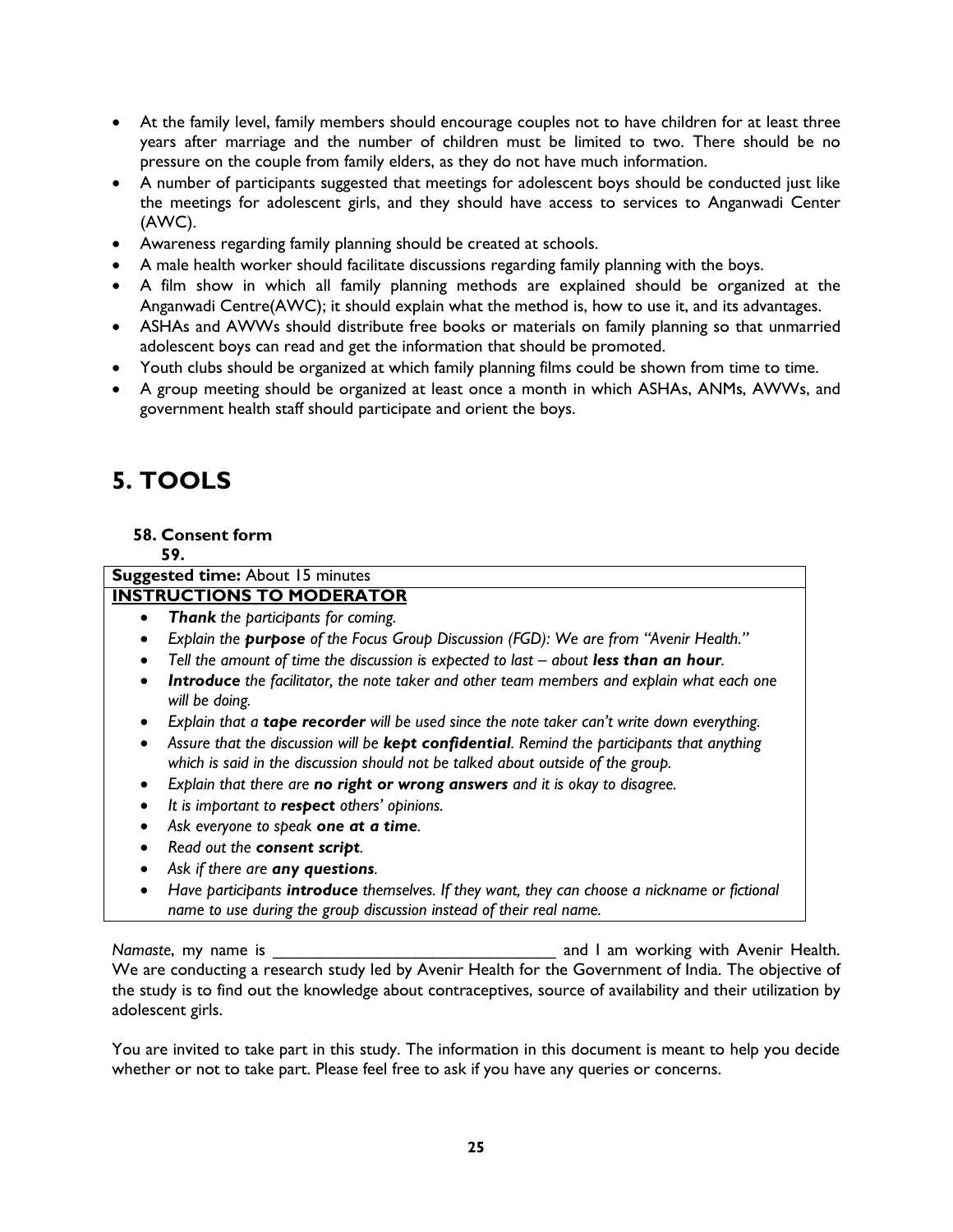- At the family level, family members should encourage couples not to have children for at least three years after marriage and the number of children must be limited to two. There should be no pressure on the couple from family elders, as they do not have much information.
- A number of participants suggested that meetings for adolescent boys should be conducted just like the meetings for adolescent girls, and they should have access to services to Anganwadi Center (AWC).
- Awareness regarding family planning should be created at schools.
- A male health worker should facilitate discussions regarding family planning with the boys.
- A film show in which all family planning methods are explained should be organized at the Anganwadi Centre(AWC); it should explain what the method is, how to use it, and its advantages.
- ASHAs and AWWs should distribute free books or materials on family planning so that unmarried adolescent boys can read and get the information that should be promoted.
- Youth clubs should be organized at which family planning films could be shown from time to time.
- A group meeting should be organized at least once a month in which ASHAs, ANMs, AWWs, and government health staff should participate and orient the boys.

# 5. TOOLS

### 58. Consent form

**59.**

**Suggested time:** About 15 minutes

**INSTRUCTIONS TO MODERATOR**

- ***Thank*** *the participants for coming.*
- *Explain the* ***purpose*** *of the Focus Group Discussion (FGD): We are from "Avenir Health."*
- *Tell the amount of time the discussion is expected to last – about* ***less than an hour****.*
- ***Introduce*** *the facilitator, the note taker and other team members and explain what each one will be doing.*
- *Explain that a* ***tape recorder*** *will be used since the note taker can't write down everything.*
- *Assure that the discussion will be* ***kept confidential****. Remind the participants that anything which is said in the discussion should not be talked about outside of the group.*
- *Explain that there are* ***no right or wrong answers*** *and it is okay to disagree.*
- *It is important to* ***respect*** *others' opinions.*
- *Ask everyone to speak* ***one at a time****.*
- *Read out the* ***consent script****.*
- *Ask if there are* ***any questions****.*
- *Have participants* ***introduce*** *themselves. If they want, they can choose a nickname or fictional name to use during the group discussion instead of their real name.*

*Namaste*, my name is ________________________________ and I am working with Avenir Health. We are conducting a research study led by Avenir Health for the Government of India. The objective of the study is to find out the knowledge about contraceptives, source of availability and their utilization by adolescent girls.

You are invited to take part in this study. The information in this document is meant to help you decide whether or not to take part. Please feel free to ask if you have any queries or concerns.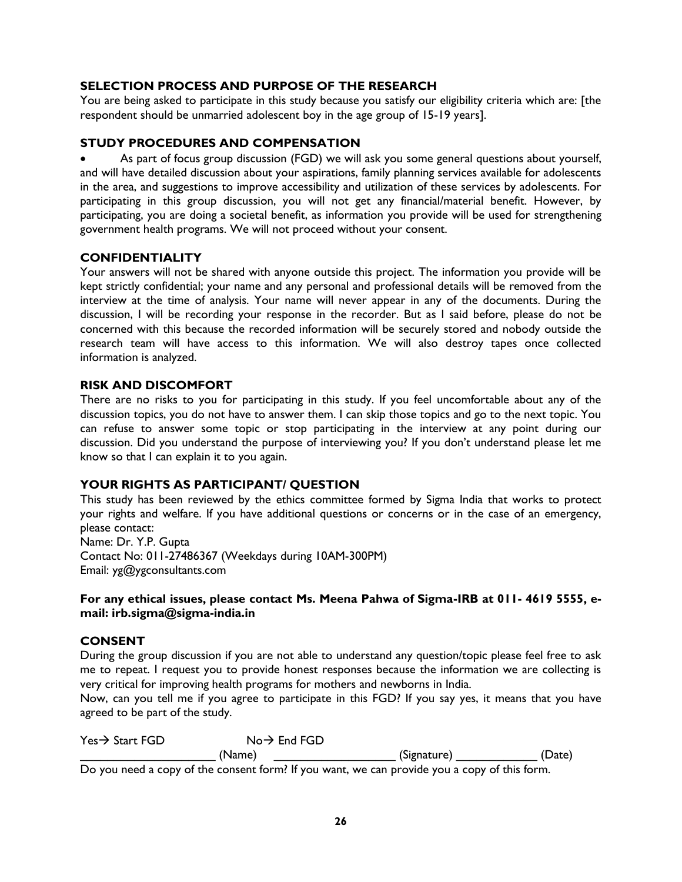### SELECTION PROCESS AND PURPOSE OF THE RESEARCH

You are being asked to participate in this study because you satisfy our eligibility criteria which are: [the respondent should be unmarried adolescent boy in the age group of 15-19 years].

### STUDY PROCEDURES AND COMPENSATION

- As part of focus group discussion (FGD) we will ask you some general questions about yourself, and will have detailed discussion about your aspirations, family planning services available for adolescents in the area, and suggestions to improve accessibility and utilization of these services by adolescents. For participating in this group discussion, you will not get any financial/material benefit. However, by participating, you are doing a societal benefit, as information you provide will be used for strengthening government health programs. We will not proceed without your consent.

### CONFIDENTIALITY

Your answers will not be shared with anyone outside this project. The information you provide will be kept strictly confidential; your name and any personal and professional details will be removed from the interview at the time of analysis. Your name will never appear in any of the documents. During the discussion, I will be recording your response in the recorder. But as I said before, please do not be concerned with this because the recorded information will be securely stored and nobody outside the research team will have access to this information. We will also destroy tapes once collected information is analyzed.

### RISK AND DISCOMFORT

There are no risks to you for participating in this study. If you feel uncomfortable about any of the discussion topics, you do not have to answer them. I can skip those topics and go to the next topic. You can refuse to answer some topic or stop participating in the interview at any point during our discussion. Did you understand the purpose of interviewing you? If you don't understand please let me know so that I can explain it to you again.

### YOUR RIGHTS AS PARTICIPANT/ QUESTION

This study has been reviewed by the ethics committee formed by Sigma India that works to protect your rights and welfare. If you have additional questions or concerns or in the case of an emergency, please contact:
Name: Dr. Y.P. Gupta
Contact No: 011-27486367 (Weekdays during 10AM-300PM)
Email: yg@ygconsultants.com

**For any ethical issues, please contact Ms. Meena Pahwa of Sigma-IRB at 011- 4619 5555, e-mail: irb.sigma@sigma-india.in**

### CONSENT

During the group discussion if you are not able to understand any question/topic please feel free to ask me to repeat. I request you to provide honest responses because the information we are collecting is very critical for improving health programs for mothers and newborns in India.
Now, can you tell me if you agree to participate in this FGD? If you say yes, it means that you have agreed to be part of the study.

Yes→ Start FGD No→ End FGD

_____________________ (Name) __________________ (Signature) ____________ (Date)

Do you need a copy of the consent form? If you want, we can provide you a copy of this form.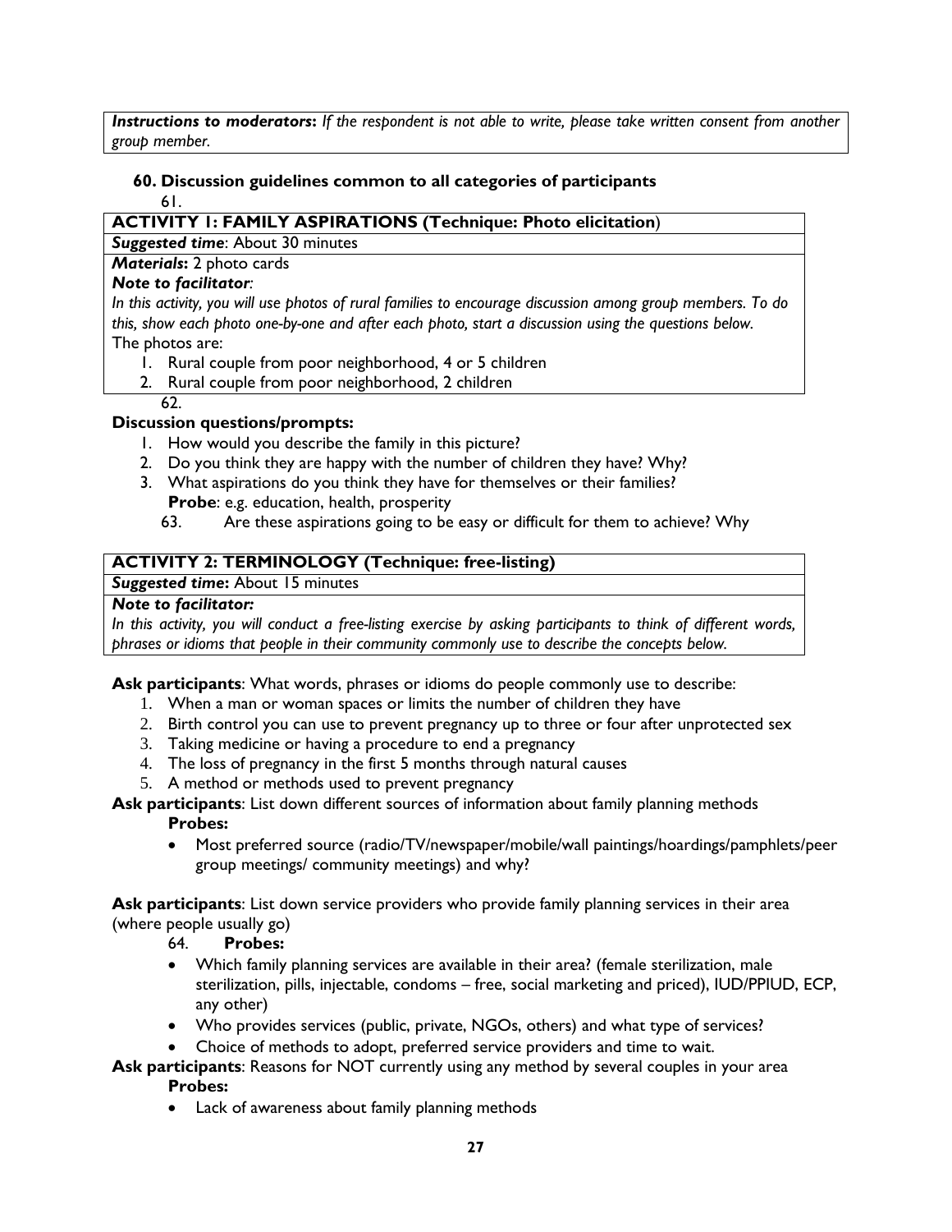*Instructions to moderators*: *If the respondent is not able to write, please take written consent from another group member.*

### 60. Discussion guidelines common to all categories of participants

61.

**ACTIVITY 1: FAMILY ASPIRATIONS (Technique: Photo elicitation)**

***Suggested time***: About 30 minutes

***Materials***: 2 photo cards

***Note to facilitator***:

*In this activity, you will use photos of rural families to encourage discussion among group members. To do this, show each photo one-by-one and after each photo, start a discussion using the questions below.*

The photos are:

1. Rural couple from poor neighborhood, 4 or 5 children
2. Rural couple from poor neighborhood, 2 children

62.

**Discussion questions/prompts:**

1. How would you describe the family in this picture?
2. Do you think they are happy with the number of children they have? Why?
3. What aspirations do you think they have for themselves or their families?
   **Probe**: e.g. education, health, prosperity

63. Are these aspirations going to be easy or difficult for them to achieve? Why

**ACTIVITY 2: TERMINOLOGY (Technique: free-listing)**

***Suggested time***: About 15 minutes

***Note to facilitator:***

*In this activity, you will conduct a free-listing exercise by asking participants to think of different words, phrases or idioms that people in their community commonly use to describe the concepts below.*

**Ask participants**: What words, phrases or idioms do people commonly use to describe:

1. When a man or woman spaces or limits the number of children they have
2. Birth control you can use to prevent pregnancy up to three or four after unprotected sex
3. Taking medicine or having a procedure to end a pregnancy
4. The loss of pregnancy in the first 5 months through natural causes
5. A method or methods used to prevent pregnancy

**Ask participants**: List down different sources of information about family planning methods

**Probes:**

- Most preferred source (radio/TV/newspaper/mobile/wall paintings/hoardings/pamphlets/peer group meetings/ community meetings) and why?

**Ask participants**: List down service providers who provide family planning services in their area (where people usually go)

64. **Probes:**

- Which family planning services are available in their area? (female sterilization, male sterilization, pills, injectable, condoms – free, social marketing and priced), IUD/PPIUD, ECP, any other)
- Who provides services (public, private, NGOs, others) and what type of services?
- Choice of methods to adopt, preferred service providers and time to wait.

**Ask participants**: Reasons for NOT currently using any method by several couples in your area

**Probes:**

- Lack of awareness about family planning methods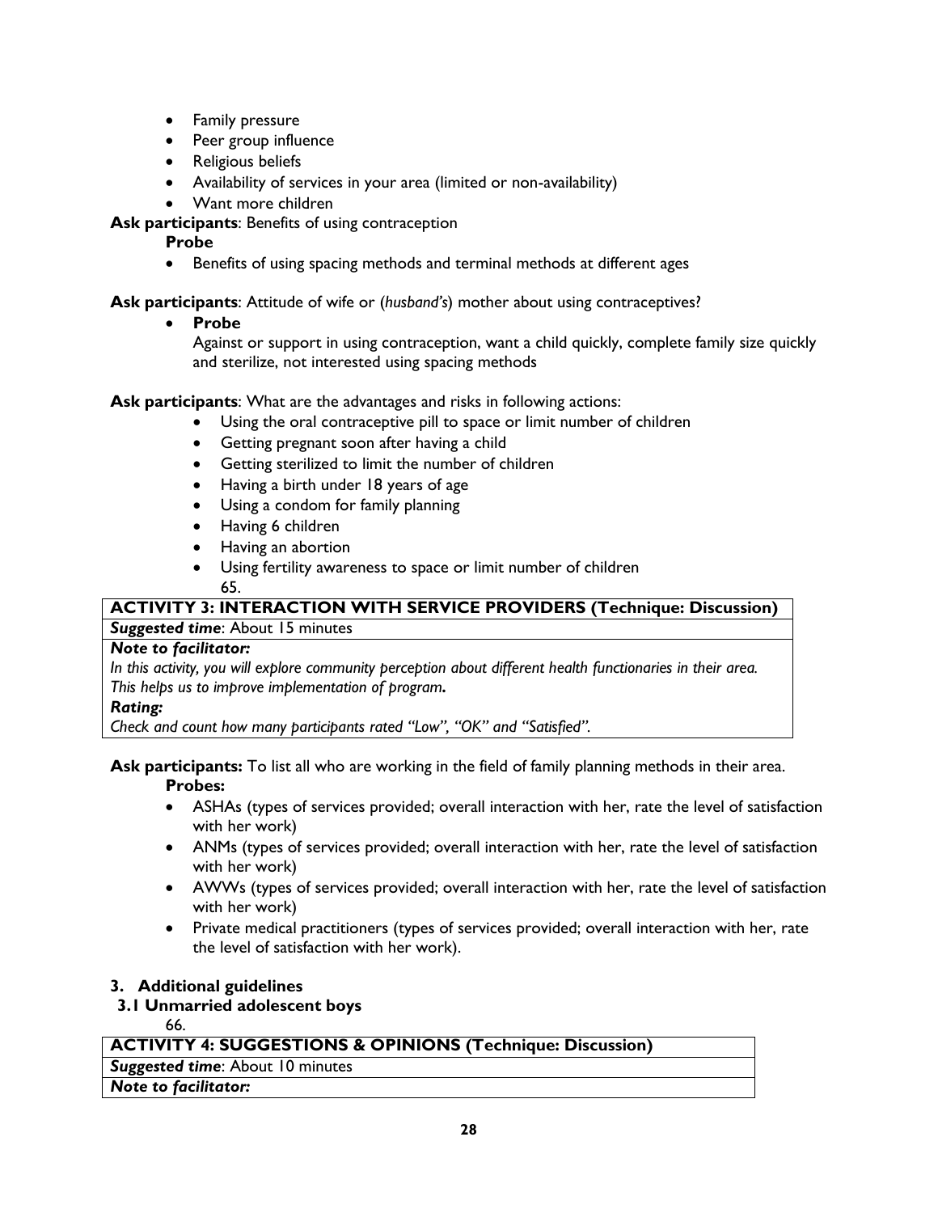- Family pressure
- Peer group influence
- Religious beliefs
- Availability of services in your area (limited or non-availability)
- Want more children

**Ask participants**: Benefits of using contraception

**Probe**

- Benefits of using spacing methods and terminal methods at different ages

**Ask participants**: Attitude of wife or (*husband's*) mother about using contraceptives?

- **Probe**

  Against or support in using contraception, want a child quickly, complete family size quickly and sterilize, not interested using spacing methods

**Ask participants**: What are the advantages and risks in following actions:

- Using the oral contraceptive pill to space or limit number of children
- Getting pregnant soon after having a child
- Getting sterilized to limit the number of children
- Having a birth under 18 years of age
- Using a condom for family planning
- Having 6 children
- Having an abortion
- Using fertility awareness to space or limit number of children

65.

| ACTIVITY 3: INTERACTION WITH SERVICE PROVIDERS (Technique: Discussion) |
|---|
| ***Suggested time***: About 15 minutes |
| ***Note to facilitator:*** *In this activity, you will explore community perception about different health functionaries in their area. This helps us to improve implementation of program.* ***Rating:*** *Check and count how many participants rated "Low", "OK" and "Satisfied".* |

**Ask participants:** To list all who are working in the field of family planning methods in their area.

**Probes:**

- ASHAs (types of services provided; overall interaction with her, rate the level of satisfaction with her work)
- ANMs (types of services provided; overall interaction with her, rate the level of satisfaction with her work)
- AWWs (types of services provided; overall interaction with her, rate the level of satisfaction with her work)
- Private medical practitioners (types of services provided; overall interaction with her, rate the level of satisfaction with her work).

## 3. Additional guidelines

### 3.1 Unmarried adolescent boys

66.

| ACTIVITY 4: SUGGESTIONS & OPINIONS (Technique: Discussion) |
|---|
| ***Suggested time***: About 10 minutes |
| ***Note to facilitator:*** |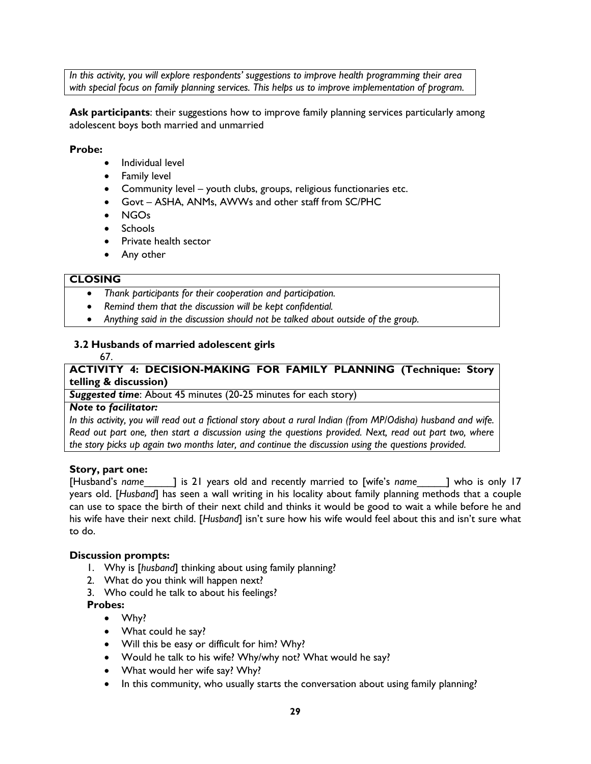*In this activity, you will explore respondents' suggestions to improve health programming their area with special focus on family planning services. This helps us to improve implementation of program.*

**Ask participants**: their suggestions how to improve family planning services particularly among adolescent boys both married and unmarried

**Probe:**

- Individual level
- Family level
- Community level – youth clubs, groups, religious functionaries etc.
- Govt – ASHA, ANMs, AWWs and other staff from SC/PHC
- NGOs
- Schools
- Private health sector
- Any other

**CLOSING**

- *Thank participants for their cooperation and participation.*
- *Remind them that the discussion will be kept confidential.*
- *Anything said in the discussion should not be talked about outside of the group.*

### 3.2 Husbands of married adolescent girls

67.

**ACTIVITY 4: DECISION-MAKING FOR FAMILY PLANNING (Technique: Story telling & discussion)**

***Suggested time***: About 45 minutes (20-25 minutes for each story)

***Note to facilitator:***

*In this activity, you will read out a fictional story about a rural Indian (from MP/Odisha) husband and wife. Read out part one, then start a discussion using the questions provided. Next, read out part two, where the story picks up again two months later, and continue the discussion using the questions provided.*

**Story, part one:**

[Husband's *name*_____] is 21 years old and recently married to [wife's *name*_____] who is only 17 years old. [*Husband*] has seen a wall writing in his locality about family planning methods that a couple can use to space the birth of their next child and thinks it would be good to wait a while before he and his wife have their next child. [*Husband*] isn't sure how his wife would feel about this and isn't sure what to do.

**Discussion prompts:**

1. Why is [*husband*] thinking about using family planning?
2. What do you think will happen next?
3. Who could he talk to about his feelings?

**Probes:**

- Why?
- What could he say?
- Will this be easy or difficult for him? Why?
- Would he talk to his wife? Why/why not? What would he say?
- What would her wife say? Why?
- In this community, who usually starts the conversation about using family planning?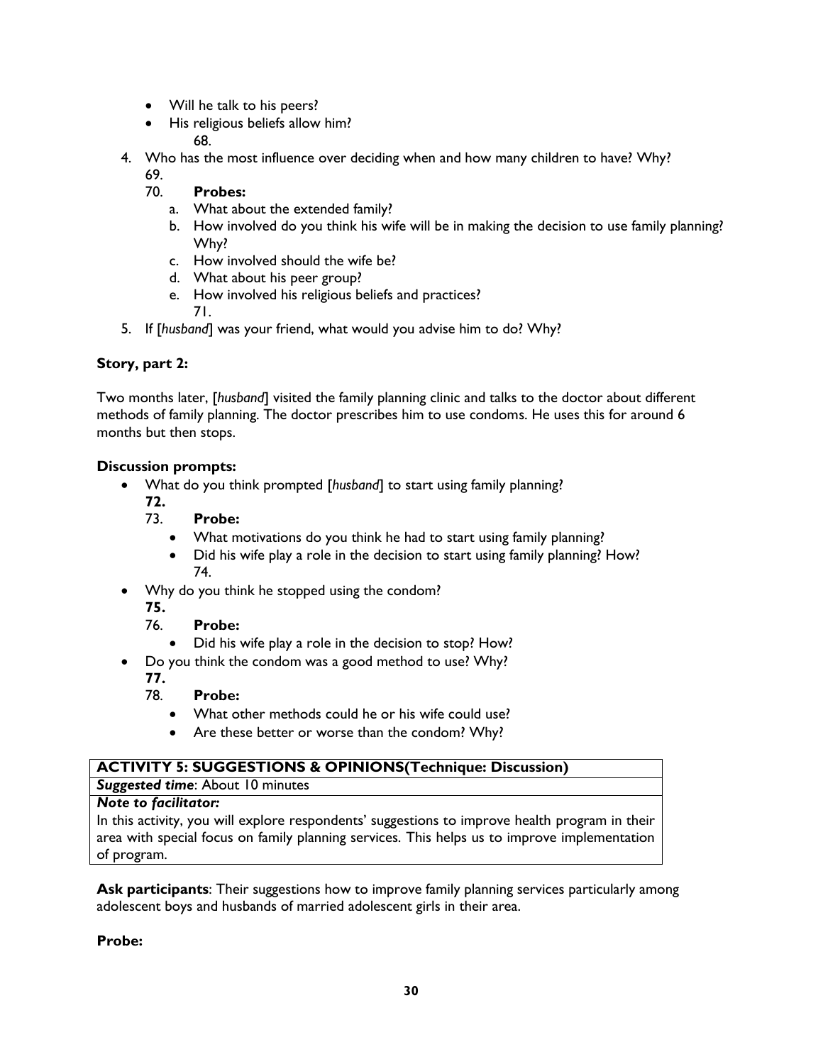- Will he talk to his peers?
- His religious beliefs allow him?

68.

4. Who has the most influence over deciding when and how many children to have? Why?

69.

70. **Probes:**
    a. What about the extended family?
    b. How involved do you think his wife will be in making the decision to use family planning? Why?
    c. How involved should the wife be?
    d. What about his peer group?
    e. How involved his religious beliefs and practices?

71.

5. If [*husband*] was your friend, what would you advise him to do? Why?

**Story, part 2:**

Two months later, [*husband*] visited the family planning clinic and talks to the doctor about different methods of family planning. The doctor prescribes him to use condoms. He uses this for around 6 months but then stops.

**Discussion prompts:**

- What do you think prompted [*husband*] to start using family planning?

**72.**

73. **Probe:**
    - What motivations do you think he had to start using family planning?
    - Did his wife play a role in the decision to start using family planning? How?

74.

- Why do you think he stopped using the condom?

**75.**

76. **Probe:**
    - Did his wife play a role in the decision to stop? How?

- Do you think the condom was a good method to use? Why?

**77.**

78. **Probe:**
    - What other methods could he or his wife could use?
    - Are these better or worse than the condom? Why?

| **ACTIVITY 5: SUGGESTIONS & OPINIONS(Technique: Discussion)** |
|---|
| ***Suggested time***: About 10 minutes |
| ***Note to facilitator:*** In this activity, you will explore respondents' suggestions to improve health program in their area with special focus on family planning services. This helps us to improve implementation of program. |

**Ask participants**: Their suggestions how to improve family planning services particularly among adolescent boys and husbands of married adolescent girls in their area.

**Probe:**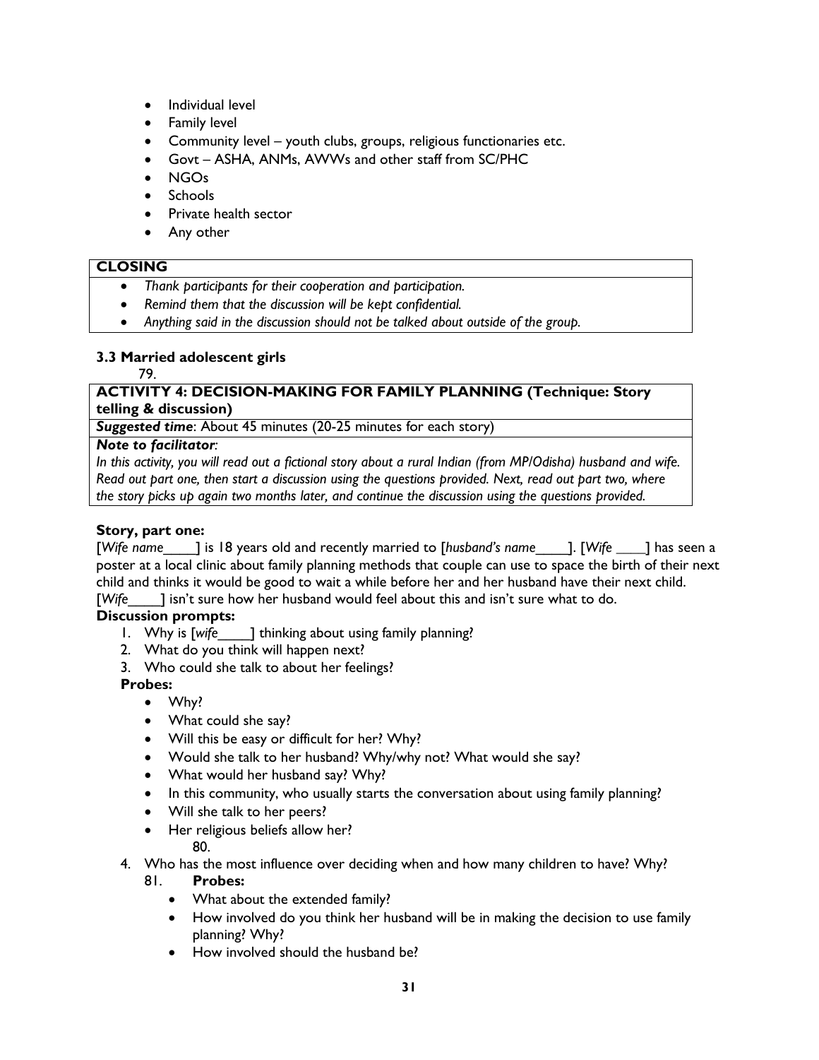- Individual level
- Family level
- Community level – youth clubs, groups, religious functionaries etc.
- Govt – ASHA, ANMs, AWWs and other staff from SC/PHC
- NGOs
- Schools
- Private health sector
- Any other

| **CLOSING** |
|---|
| • *Thank participants for their cooperation and participation.*<br>• *Remind them that the discussion will be kept confidential.*<br>• *Anything said in the discussion should not be talked about outside of the group.* |

### 3.3 Married adolescent girls

79.

| **ACTIVITY 4: DECISION-MAKING FOR FAMILY PLANNING (Technique: Story telling & discussion)** |
|---|
| ***Suggested time***: About 45 minutes (20-25 minutes for each story) |
| ***Note to facilitator***:<br>*In this activity, you will read out a fictional story about a rural Indian (from MP/Odisha) husband and wife. Read out part one, then start a discussion using the questions provided. Next, read out part two, where the story picks up again two months later, and continue the discussion using the questions provided.* |

**Story, part one:**

[*Wife name*____] is 18 years old and recently married to [*husband's name*____]. [*Wife* ____] has seen a poster at a local clinic about family planning methods that couple can use to space the birth of their next child and thinks it would be good to wait a while before her and her husband have their next child. [*Wife*____] isn't sure how her husband would feel about this and isn't sure what to do.

**Discussion prompts:**

1. Why is [*wife*____] thinking about using family planning?
2. What do you think will happen next?
3. Who could she talk to about her feelings?

**Probes:**

- Why?
- What could she say?
- Will this be easy or difficult for her? Why?
- Would she talk to her husband? Why/why not? What would she say?
- What would her husband say? Why?
- In this community, who usually starts the conversation about using family planning?
- Will she talk to her peers?
- Her religious beliefs allow her?

80.

4. Who has the most influence over deciding when and how many children to have? Why?

81. **Probes:**

- What about the extended family?
- How involved do you think her husband will be in making the decision to use family planning? Why?
- How involved should the husband be?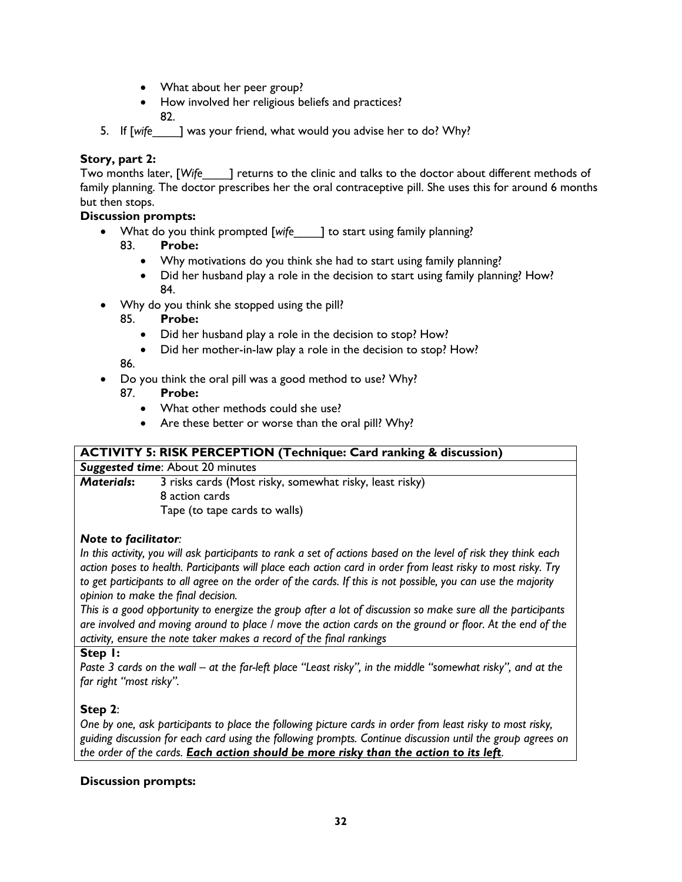- What about her peer group?
- How involved her religious beliefs and practices?

82.

5. If [*wife*____] was your friend, what would you advise her to do? Why?

**Story, part 2:**

Two months later, [*Wife*____] returns to the clinic and talks to the doctor about different methods of family planning. The doctor prescribes her the oral contraceptive pill. She uses this for around 6 months but then stops.

**Discussion prompts:**

- What do you think prompted [*wife*____] to start using family planning?

  83. **Probe:**
    - Why motivations do you think she had to start using family planning?
    - Did her husband play a role in the decision to start using family planning? How?

  84.

- Why do you think she stopped using the pill?

  85. **Probe:**
    - Did her husband play a role in the decision to stop? How?
    - Did her mother-in-law play a role in the decision to stop? How?

  86.

- Do you think the oral pill was a good method to use? Why?

  87. **Probe:**
    - What other methods could she use?
    - Are these better or worse than the oral pill? Why?

| **ACTIVITY 5: RISK PERCEPTION (Technique: Card ranking & discussion)** | |
|---|---|
| ***Suggested time***: About 20 minutes | |
| ***Materials*:** | 3 risks cards (Most risky, somewhat risky, least risky)<br>8 action cards<br>Tape (to tape cards to walls) |
| ***Note to facilitator*:**<br>*In this activity, you will ask participants to rank a set of actions based on the level of risk they think each action poses to health. Participants will place each action card in order from least risky to most risky. Try to get participants to all agree on the order of the cards. If this is not possible, you can use the majority opinion to make the final decision.*<br>*This is a good opportunity to energize the group after a lot of discussion so make sure all the participants are involved and moving around to place / move the action cards on the ground or floor. At the end of the activity, ensure the note taker makes a record of the final rankings* | |
| **Step 1:**<br>*Paste 3 cards on the wall – at the far-left place "Least risky", in the middle "somewhat risky", and at the far right "most risky".*<br><br>**Step 2**:<br>*One by one, ask participants to place the following picture cards in order from least risky to most risky, guiding discussion for each card using the following prompts. Continue discussion until the group agrees on the order of the cards.* ***Each action should be more risky than the action to its left****.* | |

**Discussion prompts:**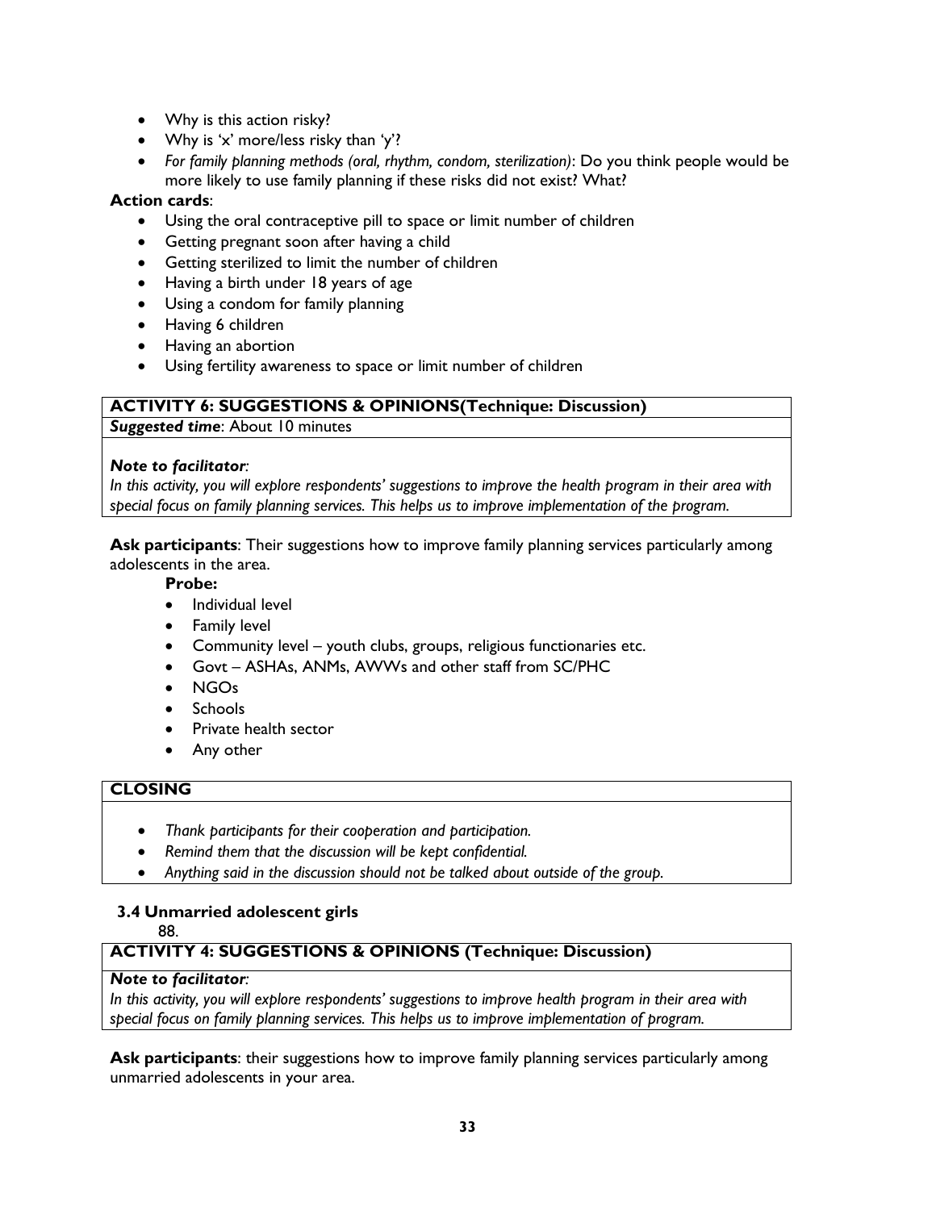- Why is this action risky?
- Why is 'x' more/less risky than 'y'?
- *For family planning methods (oral, rhythm, condom, sterilization)*: Do you think people would be more likely to use family planning if these risks did not exist? What?

**Action cards**:

- Using the oral contraceptive pill to space or limit number of children
- Getting pregnant soon after having a child
- Getting sterilized to limit the number of children
- Having a birth under 18 years of age
- Using a condom for family planning
- Having 6 children
- Having an abortion
- Using fertility awareness to space or limit number of children

**ACTIVITY 6: SUGGESTIONS & OPINIONS(Technique: Discussion)**

***Suggested time***: About 10 minutes

***Note to facilitator***:

*In this activity, you will explore respondents' suggestions to improve the health program in their area with special focus on family planning services. This helps us to improve implementation of the program.*

**Ask participants**: Their suggestions how to improve family planning services particularly among adolescents in the area.

**Probe:**

- Individual level
- Family level
- Community level – youth clubs, groups, religious functionaries etc.
- Govt – ASHAs, ANMs, AWWs and other staff from SC/PHC
- NGOs
- Schools
- Private health sector
- Any other

**CLOSING**

- *Thank participants for their cooperation and participation.*
- *Remind them that the discussion will be kept confidential.*
- *Anything said in the discussion should not be talked about outside of the group.*

### 3.4 Unmarried adolescent girls

88.

**ACTIVITY 4: SUGGESTIONS & OPINIONS (Technique: Discussion)**

***Note to facilitator***:

*In this activity, you will explore respondents' suggestions to improve health program in their area with special focus on family planning services. This helps us to improve implementation of program.*

**Ask participants**: their suggestions how to improve family planning services particularly among unmarried adolescents in your area.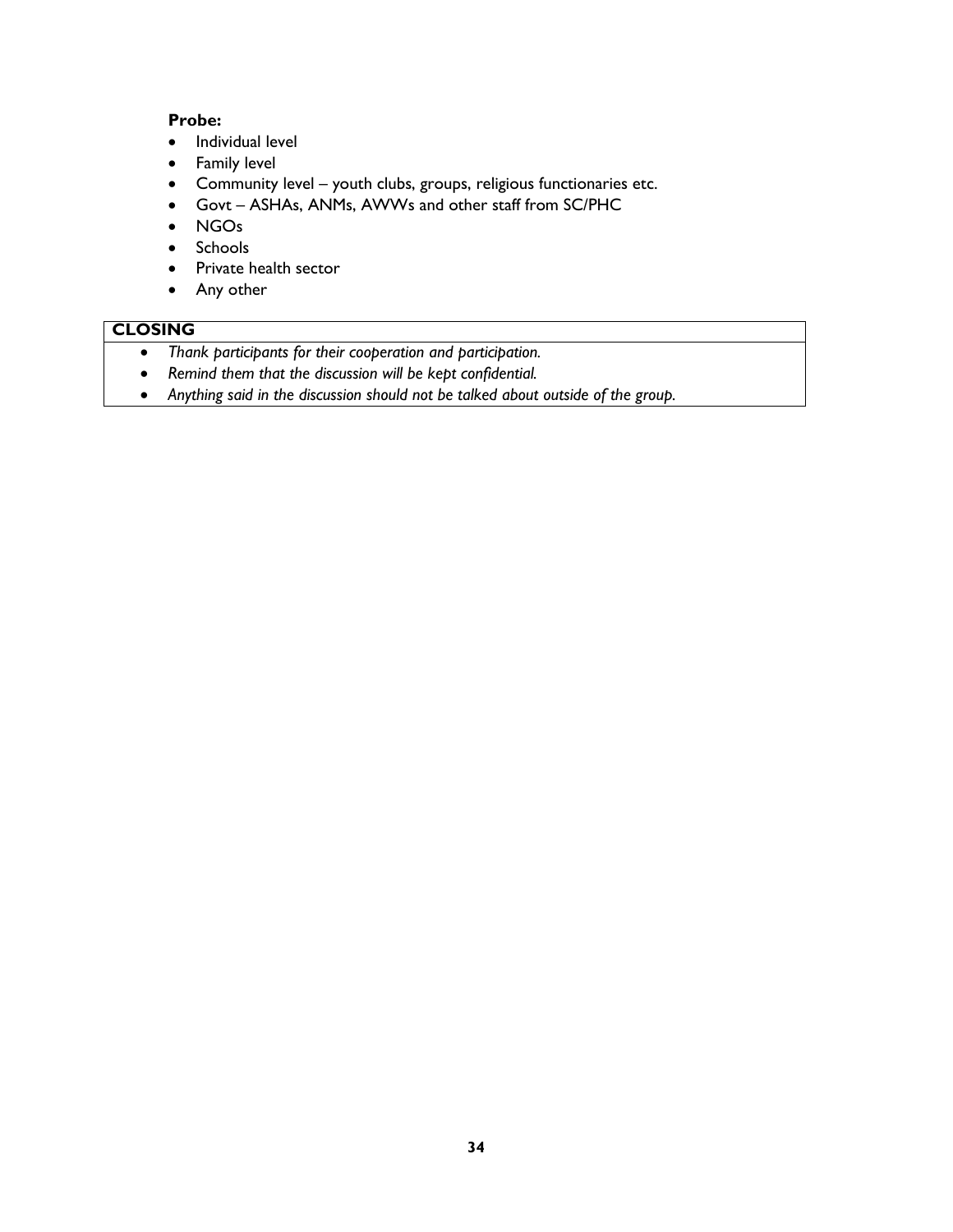**Probe:**

- Individual level
- Family level
- Community level – youth clubs, groups, religious functionaries etc.
- Govt – ASHAs, ANMs, AWWs and other staff from SC/PHC
- NGOs
- Schools
- Private health sector
- Any other

| CLOSING |
| --- |
| • *Thank participants for their cooperation and participation.*<br>• *Remind them that the discussion will be kept confidential.*<br>• *Anything said in the discussion should not be talked about outside of the group.* |